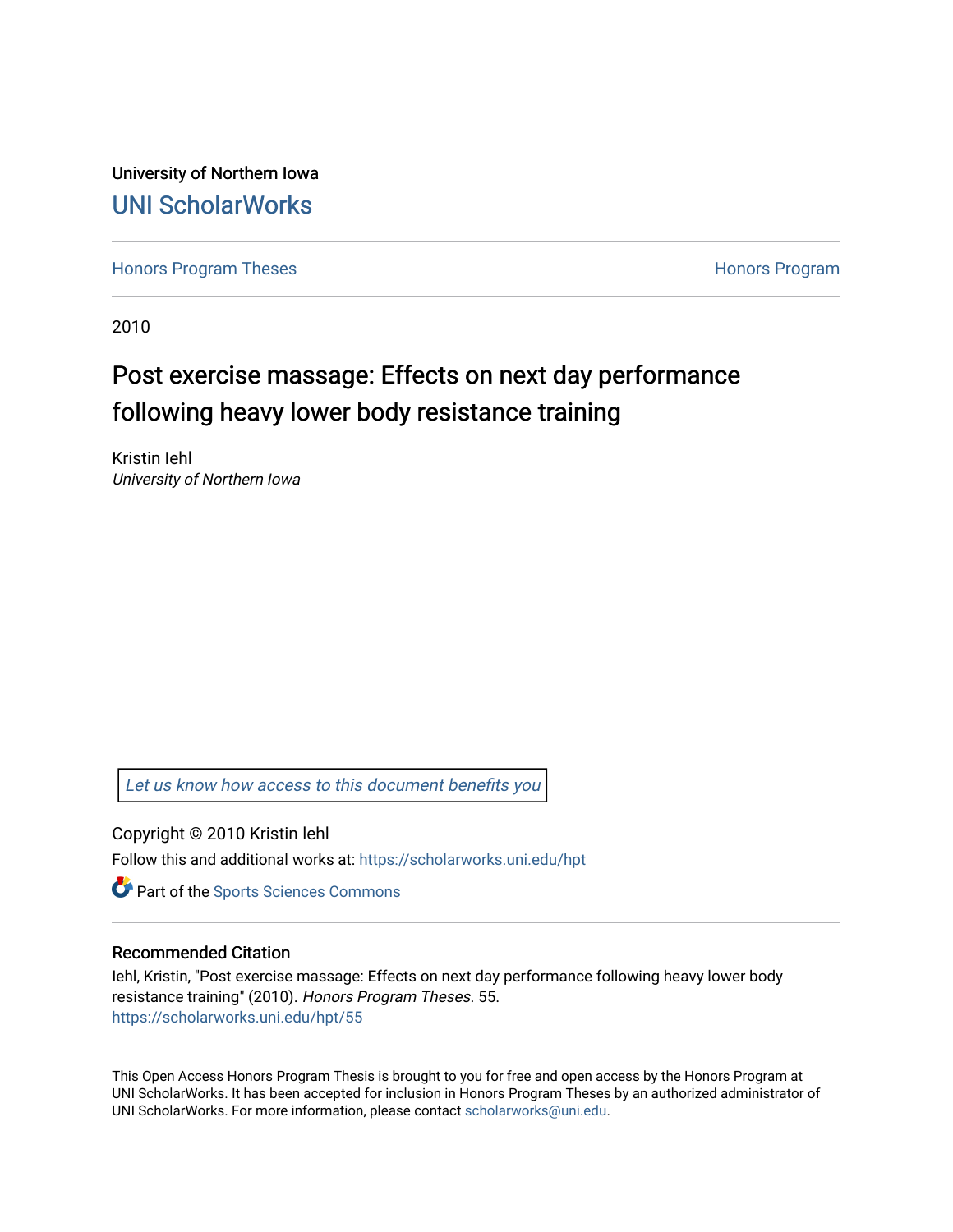University of Northern Iowa

UNI ScholarWorks

Honors Program Theses

Honors Program

2010

# Post exercise massage: Effects on next day performance following heavy lower body resistance training

Kristin Iehl

*University of Northern Iowa*

*Let us know how access to this document benefits you*

Copyright © 2010 Kristin Iehl

Follow this and additional works at: https://scholarworks.uni.edu/hpt

Part of the Sports Sciences Commons

## Recommended Citation

Iehl, Kristin, "Post exercise massage: Effects on next day performance following heavy lower body resistance training" (2010). *Honors Program Theses*. 55.
https://scholarworks.uni.edu/hpt/55

This Open Access Honors Program Thesis is brought to you for free and open access by the Honors Program at UNI ScholarWorks. It has been accepted for inclusion in Honors Program Theses by an authorized administrator of UNI ScholarWorks. For more information, please contact scholarworks@uni.edu.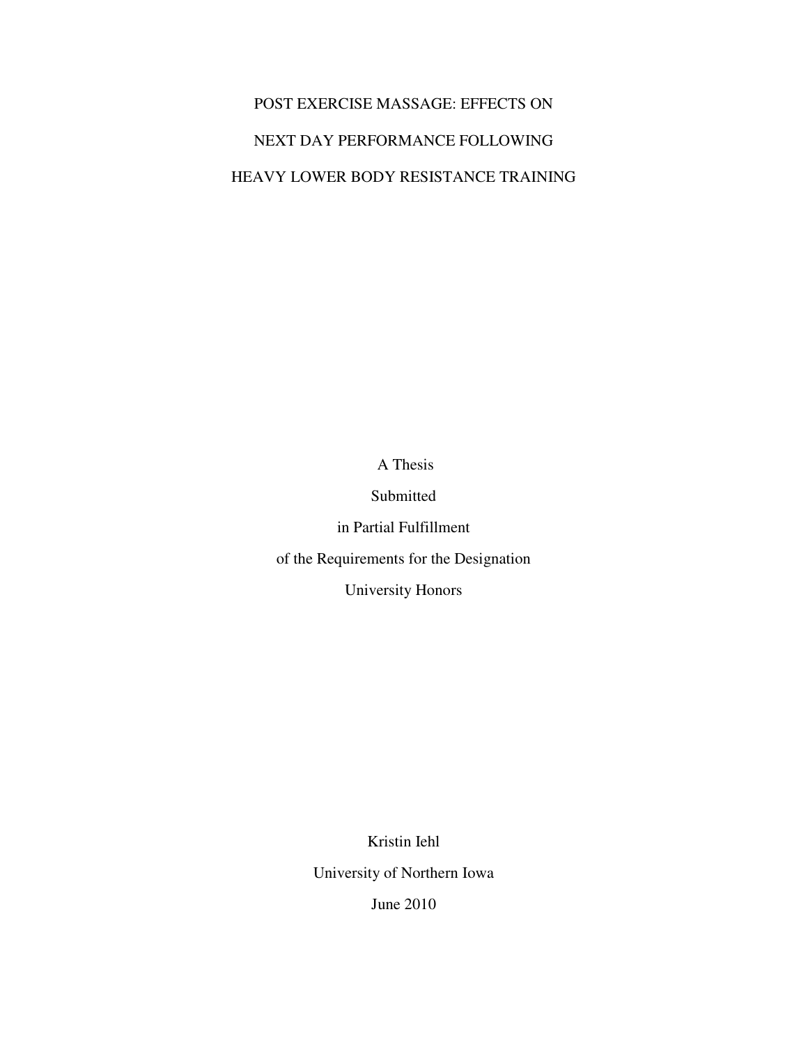# POST EXERCISE MASSAGE: EFFECTS ON NEXT DAY PERFORMANCE FOLLOWING HEAVY LOWER BODY RESISTANCE TRAINING

A Thesis

Submitted

in Partial Fulfillment

of the Requirements for the Designation

University Honors

Kristin Iehl

University of Northern Iowa

June 2010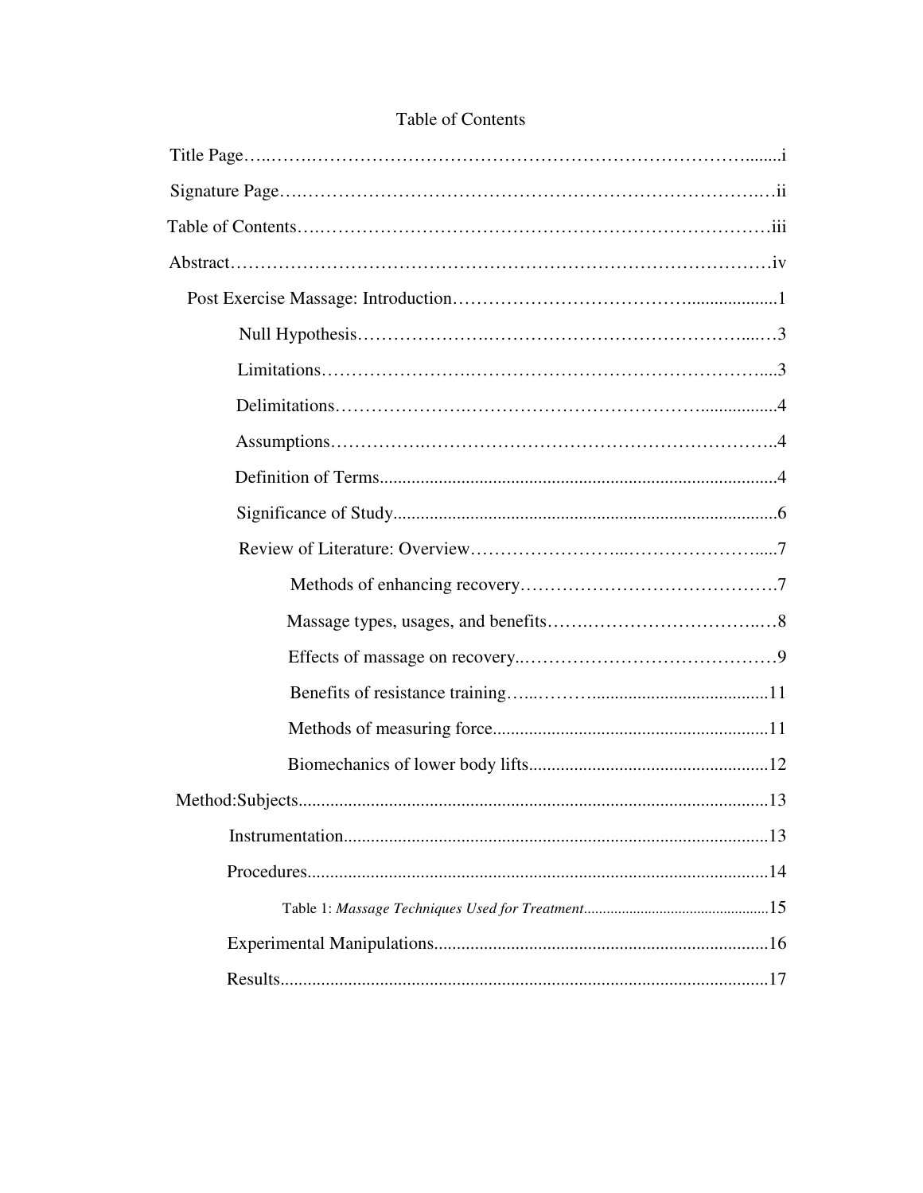# Table of Contents

Title Page……………………………………………………………………………i

Signature Page………………………………………………………………………ii

Table of Contents……………………………………………………………………iii

Abstract………………………………………………………………………………iv

Post Exercise Massage: Introduction…………………………………………………1

- Null Hypothesis……………………………………………………………………3
- Limitations…………………………………………………………………………3
- Delimitations………………………………………………………………………4
- Assumptions…………………………………………………………………………4
- Definition of Terms…………………………………………………………………4
- Significance of Study………………………………………………………………6
- Review of Literature: Overview……………………………………………………7
  - Methods of enhancing recovery…………………………………………………7
  - Massage types, usages, and benefits……………………………………………8
  - Effects of massage on recovery…………………………………………………9
  - Benefits of resistance training…………………………………………………11
  - Methods of measuring force……………………………………………………11
  - Biomechanics of lower body lifts………………………………………………12

Method:Subjects………………………………………………………………………13

- Instrumentation……………………………………………………………………13
- Procedures…………………………………………………………………………14
  - Table 1: *Massage Techniques Used for Treatment*……………………………15
- Experimental Manipulations………………………………………………………16
- Results………………………………………………………………………………17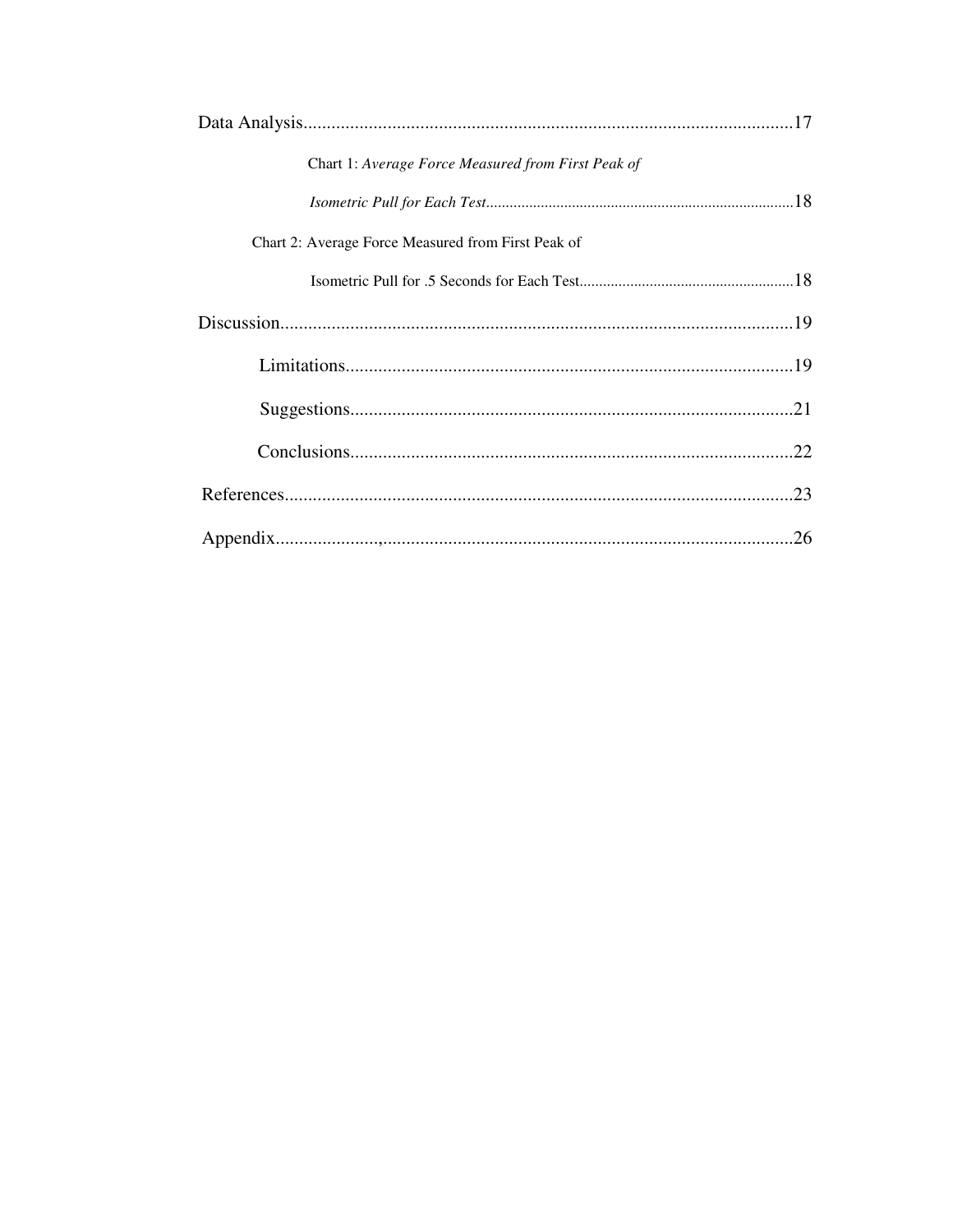Data Analysis....................................................................................................17

Chart 1: *Average Force Measured from First Peak of Isometric Pull for Each Test*..............................................................................18

Chart 2: Average Force Measured from First Peak of Isometric Pull for .5 Seconds for Each Test......................................................18

Discussion.........................................................................................................19

Limitations..............................................................................................19

Suggestions.............................................................................................21

Conclusions.............................................................................................22

References.........................................................................................................23

Appendix.....................,...................................................................................26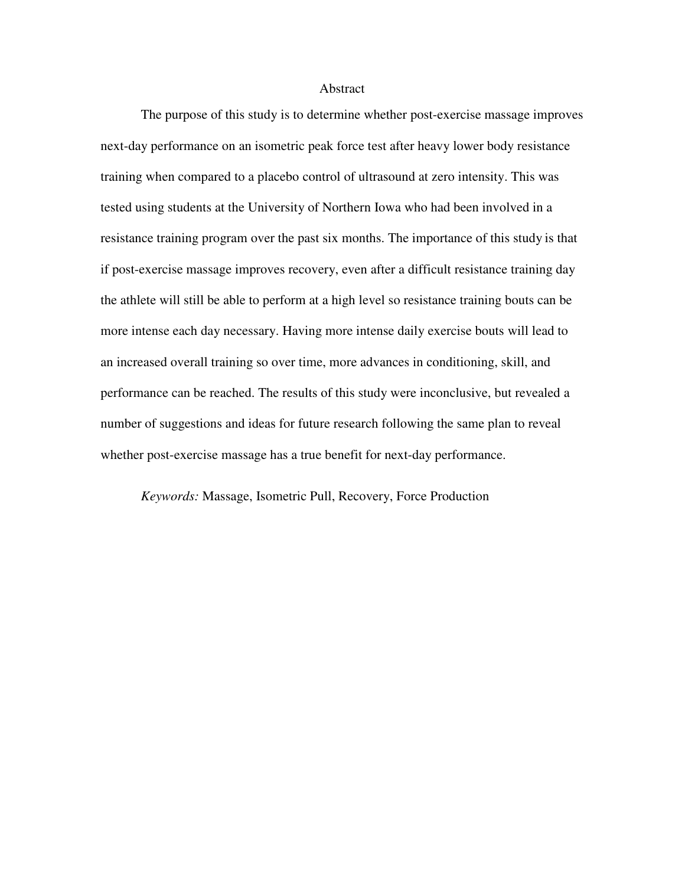# Abstract

The purpose of this study is to determine whether post-exercise massage improves next-day performance on an isometric peak force test after heavy lower body resistance training when compared to a placebo control of ultrasound at zero intensity. This was tested using students at the University of Northern Iowa who had been involved in a resistance training program over the past six months. The importance of this study is that if post-exercise massage improves recovery, even after a difficult resistance training day the athlete will still be able to perform at a high level so resistance training bouts can be more intense each day necessary. Having more intense daily exercise bouts will lead to an increased overall training so over time, more advances in conditioning, skill, and performance can be reached. The results of this study were inconclusive, but revealed a number of suggestions and ideas for future research following the same plan to reveal whether post-exercise massage has a true benefit for next-day performance.

*Keywords:* Massage, Isometric Pull, Recovery, Force Production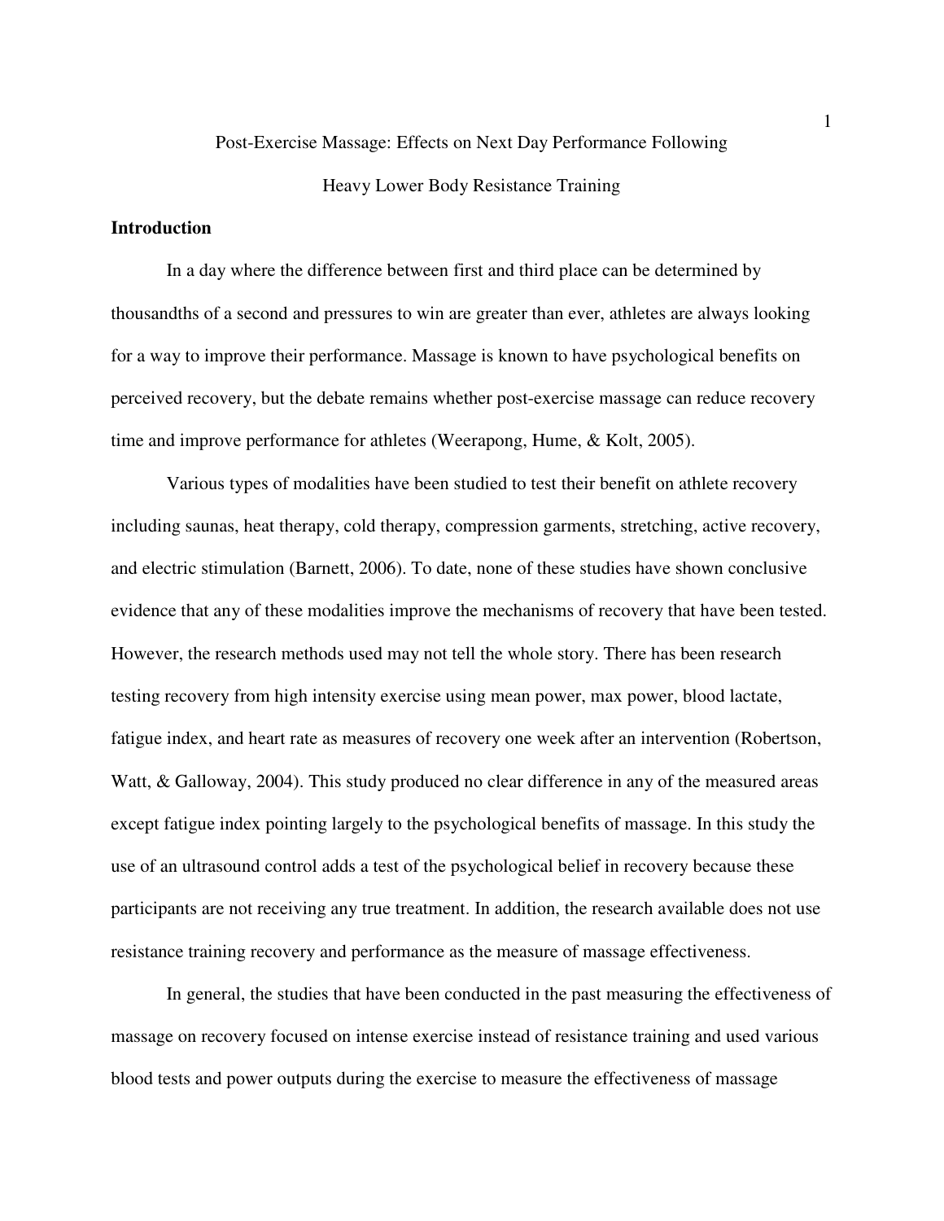Post-Exercise Massage: Effects on Next Day Performance Following

Heavy Lower Body Resistance Training

## Introduction

In a day where the difference between first and third place can be determined by thousandths of a second and pressures to win are greater than ever, athletes are always looking for a way to improve their performance. Massage is known to have psychological benefits on perceived recovery, but the debate remains whether post-exercise massage can reduce recovery time and improve performance for athletes (Weerapong, Hume, & Kolt, 2005).

Various types of modalities have been studied to test their benefit on athlete recovery including saunas, heat therapy, cold therapy, compression garments, stretching, active recovery, and electric stimulation (Barnett, 2006). To date, none of these studies have shown conclusive evidence that any of these modalities improve the mechanisms of recovery that have been tested. However, the research methods used may not tell the whole story. There has been research testing recovery from high intensity exercise using mean power, max power, blood lactate, fatigue index, and heart rate as measures of recovery one week after an intervention (Robertson, Watt, & Galloway, 2004). This study produced no clear difference in any of the measured areas except fatigue index pointing largely to the psychological benefits of massage. In this study the use of an ultrasound control adds a test of the psychological belief in recovery because these participants are not receiving any true treatment. In addition, the research available does not use resistance training recovery and performance as the measure of massage effectiveness.

In general, the studies that have been conducted in the past measuring the effectiveness of massage on recovery focused on intense exercise instead of resistance training and used various blood tests and power outputs during the exercise to measure the effectiveness of massage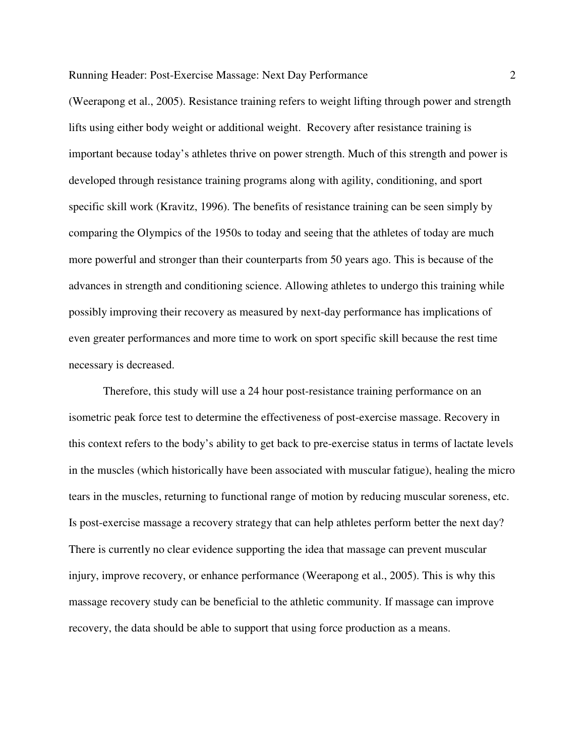(Weerapong et al., 2005). Resistance training refers to weight lifting through power and strength lifts using either body weight or additional weight. Recovery after resistance training is important because today's athletes thrive on power strength. Much of this strength and power is developed through resistance training programs along with agility, conditioning, and sport specific skill work (Kravitz, 1996). The benefits of resistance training can be seen simply by comparing the Olympics of the 1950s to today and seeing that the athletes of today are much more powerful and stronger than their counterparts from 50 years ago. This is because of the advances in strength and conditioning science. Allowing athletes to undergo this training while possibly improving their recovery as measured by next-day performance has implications of even greater performances and more time to work on sport specific skill because the rest time necessary is decreased.

Therefore, this study will use a 24 hour post-resistance training performance on an isometric peak force test to determine the effectiveness of post-exercise massage. Recovery in this context refers to the body's ability to get back to pre-exercise status in terms of lactate levels in the muscles (which historically have been associated with muscular fatigue), healing the micro tears in the muscles, returning to functional range of motion by reducing muscular soreness, etc. Is post-exercise massage a recovery strategy that can help athletes perform better the next day? There is currently no clear evidence supporting the idea that massage can prevent muscular injury, improve recovery, or enhance performance (Weerapong et al., 2005). This is why this massage recovery study can be beneficial to the athletic community. If massage can improve recovery, the data should be able to support that using force production as a means.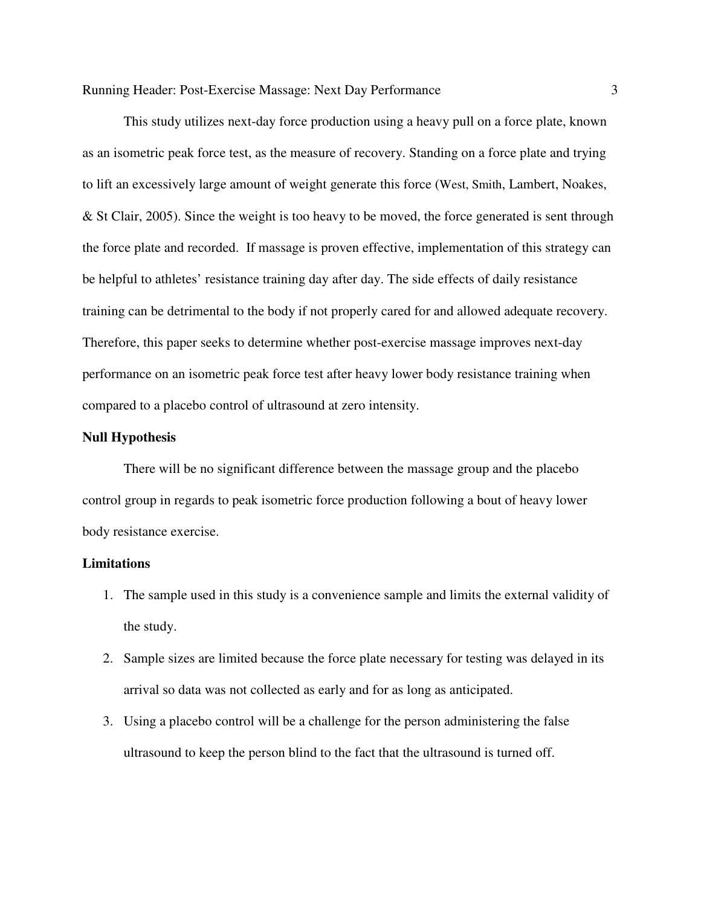This study utilizes next-day force production using a heavy pull on a force plate, known as an isometric peak force test, as the measure of recovery. Standing on a force plate and trying to lift an excessively large amount of weight generate this force (West, Smith, Lambert, Noakes, & St Clair, 2005). Since the weight is too heavy to be moved, the force generated is sent through the force plate and recorded. If massage is proven effective, implementation of this strategy can be helpful to athletes' resistance training day after day. The side effects of daily resistance training can be detrimental to the body if not properly cared for and allowed adequate recovery. Therefore, this paper seeks to determine whether post-exercise massage improves next-day performance on an isometric peak force test after heavy lower body resistance training when compared to a placebo control of ultrasound at zero intensity.

**Null Hypothesis**

There will be no significant difference between the massage group and the placebo control group in regards to peak isometric force production following a bout of heavy lower body resistance exercise.

**Limitations**

1. The sample used in this study is a convenience sample and limits the external validity of the study.
2. Sample sizes are limited because the force plate necessary for testing was delayed in its arrival so data was not collected as early and for as long as anticipated.
3. Using a placebo control will be a challenge for the person administering the false ultrasound to keep the person blind to the fact that the ultrasound is turned off.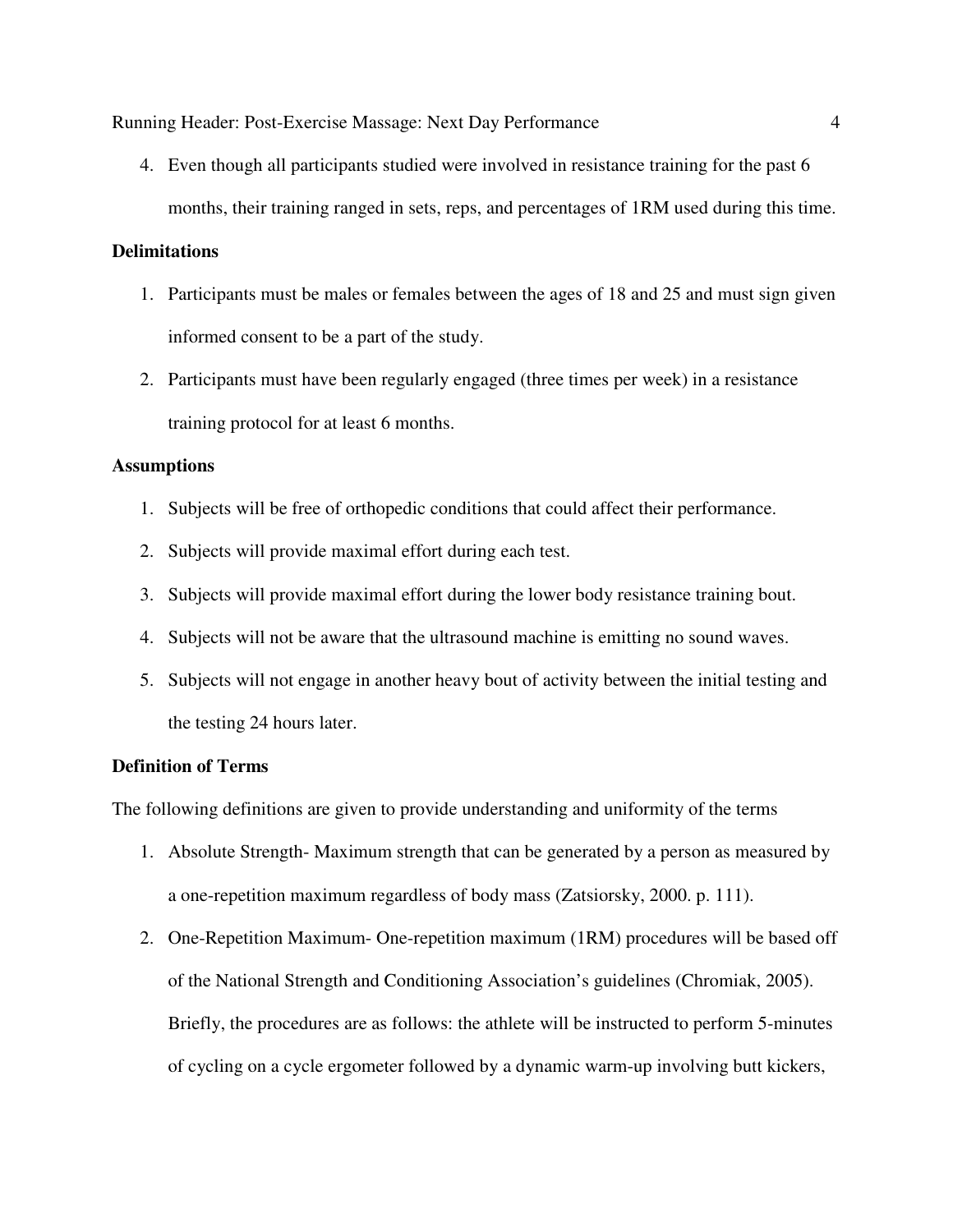4. Even though all participants studied were involved in resistance training for the past 6 months, their training ranged in sets, reps, and percentages of 1RM used during this time.

**Delimitations**

1. Participants must be males or females between the ages of 18 and 25 and must sign given informed consent to be a part of the study.
2. Participants must have been regularly engaged (three times per week) in a resistance training protocol for at least 6 months.

**Assumptions**

1. Subjects will be free of orthopedic conditions that could affect their performance.
2. Subjects will provide maximal effort during each test.
3. Subjects will provide maximal effort during the lower body resistance training bout.
4. Subjects will not be aware that the ultrasound machine is emitting no sound waves.
5. Subjects will not engage in another heavy bout of activity between the initial testing and the testing 24 hours later.

**Definition of Terms**

The following definitions are given to provide understanding and uniformity of the terms

1. Absolute Strength- Maximum strength that can be generated by a person as measured by a one-repetition maximum regardless of body mass (Zatsiorsky, 2000. p. 111).
2. One-Repetition Maximum- One-repetition maximum (1RM) procedures will be based off of the National Strength and Conditioning Association's guidelines (Chromiak, 2005). Briefly, the procedures are as follows: the athlete will be instructed to perform 5-minutes of cycling on a cycle ergometer followed by a dynamic warm-up involving butt kickers,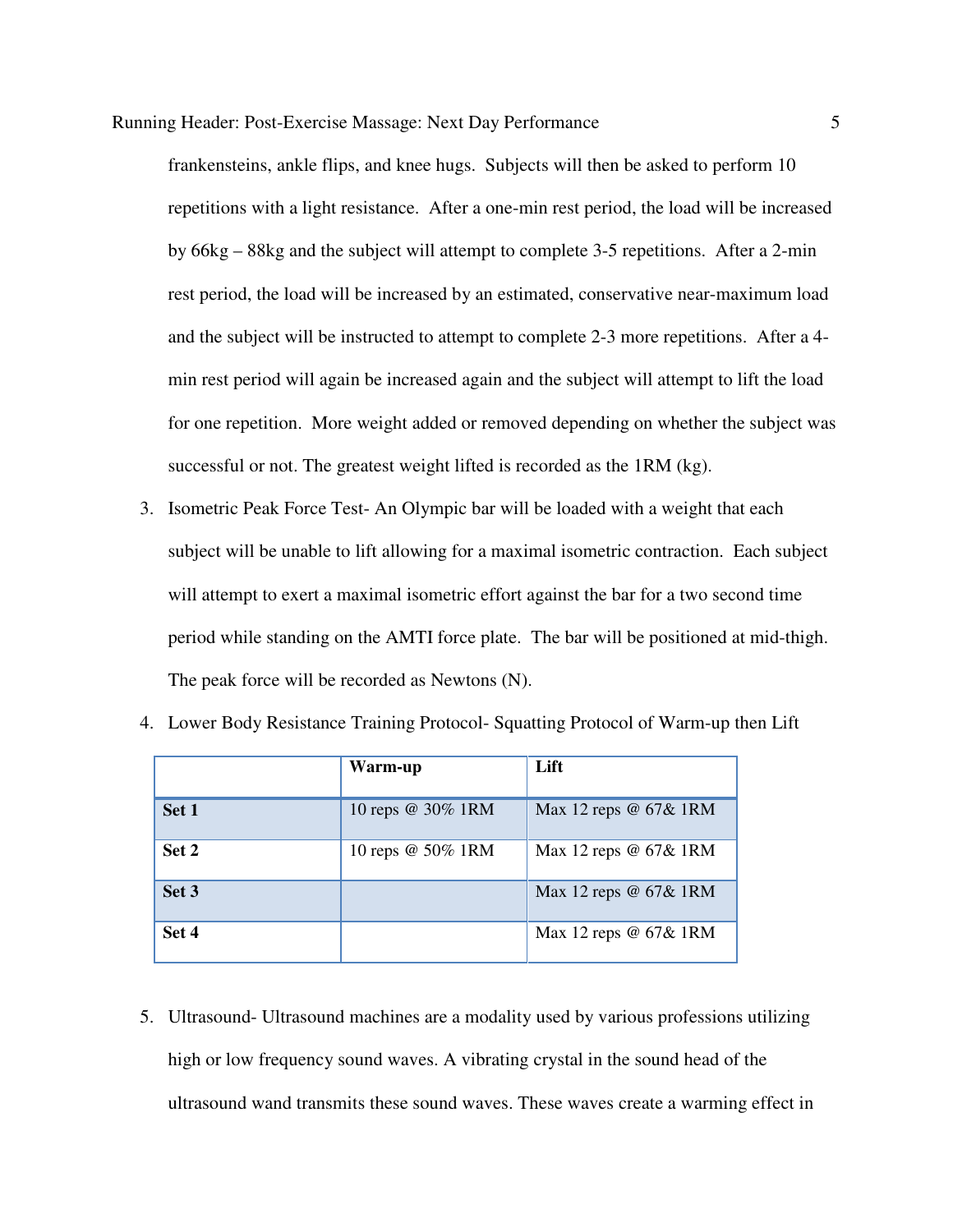frankensteins, ankle flips, and knee hugs. Subjects will then be asked to perform 10 repetitions with a light resistance. After a one-min rest period, the load will be increased by 66kg – 88kg and the subject will attempt to complete 3-5 repetitions. After a 2-min rest period, the load will be increased by an estimated, conservative near-maximum load and the subject will be instructed to attempt to complete 2-3 more repetitions. After a 4-min rest period will again be increased again and the subject will attempt to lift the load for one repetition. More weight added or removed depending on whether the subject was successful or not. The greatest weight lifted is recorded as the 1RM (kg).

3. Isometric Peak Force Test- An Olympic bar will be loaded with a weight that each subject will be unable to lift allowing for a maximal isometric contraction. Each subject will attempt to exert a maximal isometric effort against the bar for a two second time period while standing on the AMTI force plate. The bar will be positioned at mid-thigh. The peak force will be recorded as Newtons (N).

4. Lower Body Resistance Training Protocol- Squatting Protocol of Warm-up then Lift

| | **Warm-up** | **Lift** |
|---|---|---|
| **Set 1** | 10 reps @ 30% 1RM | Max 12 reps @ 67& 1RM |
| **Set 2** | 10 reps @ 50% 1RM | Max 12 reps @ 67& 1RM |
| **Set 3** | | Max 12 reps @ 67& 1RM |
| **Set 4** | | Max 12 reps @ 67& 1RM |

5. Ultrasound- Ultrasound machines are a modality used by various professions utilizing high or low frequency sound waves. A vibrating crystal in the sound head of the ultrasound wand transmits these sound waves. These waves create a warming effect in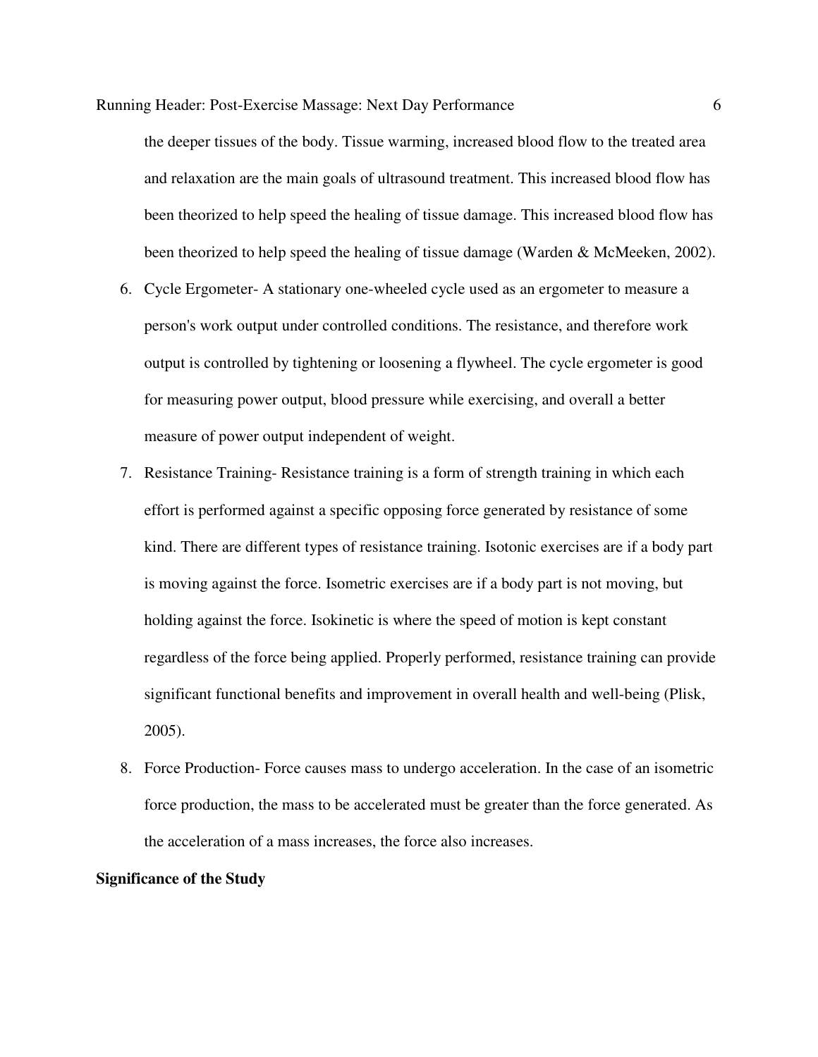the deeper tissues of the body. Tissue warming, increased blood flow to the treated area and relaxation are the main goals of ultrasound treatment. This increased blood flow has been theorized to help speed the healing of tissue damage. This increased blood flow has been theorized to help speed the healing of tissue damage (Warden & McMeeken, 2002).

6. Cycle Ergometer- A stationary one-wheeled cycle used as an ergometer to measure a person's work output under controlled conditions. The resistance, and therefore work output is controlled by tightening or loosening a flywheel. The cycle ergometer is good for measuring power output, blood pressure while exercising, and overall a better measure of power output independent of weight.
7. Resistance Training- Resistance training is a form of strength training in which each effort is performed against a specific opposing force generated by resistance of some kind. There are different types of resistance training. Isotonic exercises are if a body part is moving against the force. Isometric exercises are if a body part is not moving, but holding against the force. Isokinetic is where the speed of motion is kept constant regardless of the force being applied. Properly performed, resistance training can provide significant functional benefits and improvement in overall health and well-being (Plisk, 2005).
8. Force Production- Force causes mass to undergo acceleration. In the case of an isometric force production, the mass to be accelerated must be greater than the force generated. As the acceleration of a mass increases, the force also increases.

**Significance of the Study**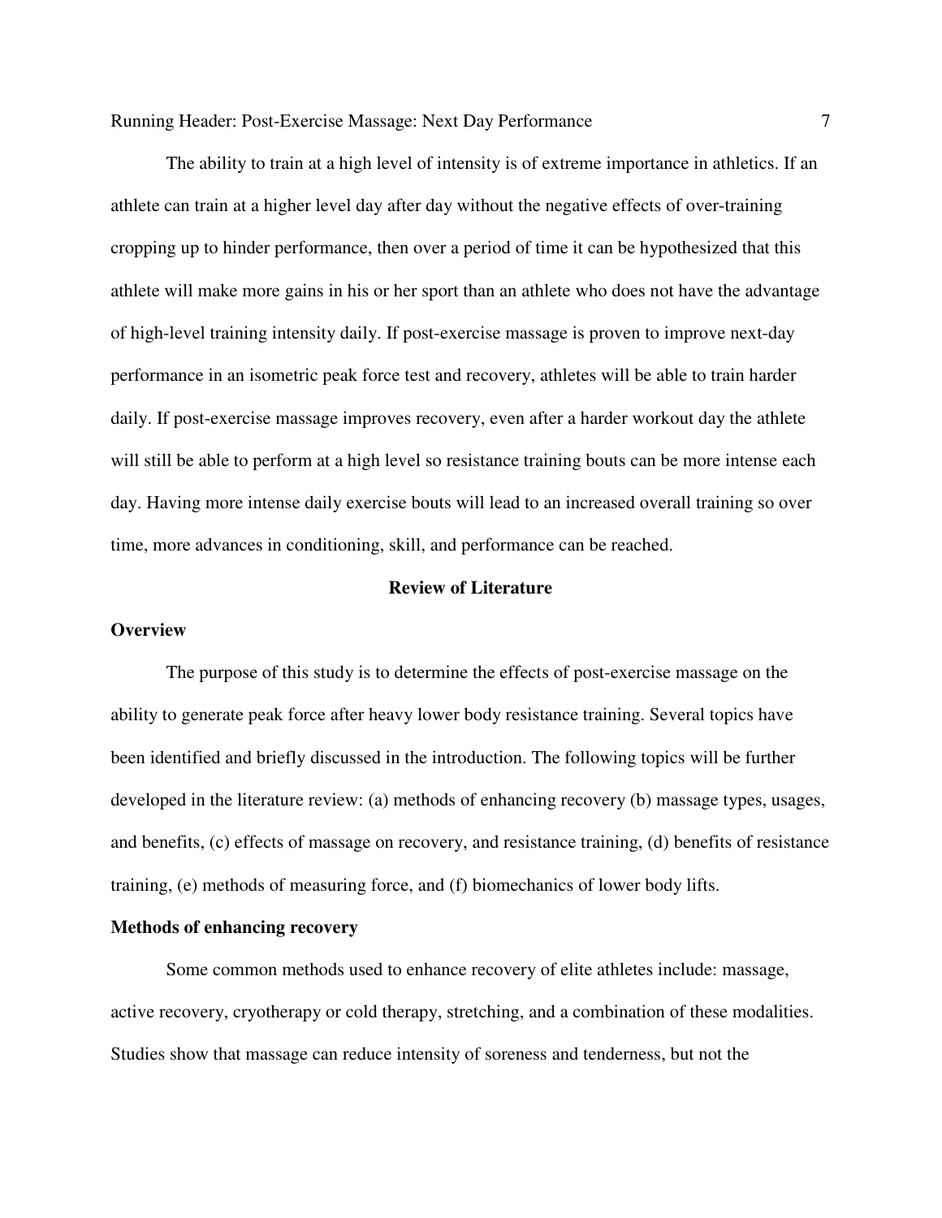The ability to train at a high level of intensity is of extreme importance in athletics. If an athlete can train at a higher level day after day without the negative effects of over-training cropping up to hinder performance, then over a period of time it can be hypothesized that this athlete will make more gains in his or her sport than an athlete who does not have the advantage of high-level training intensity daily. If post-exercise massage is proven to improve next-day performance in an isometric peak force test and recovery, athletes will be able to train harder daily. If post-exercise massage improves recovery, even after a harder workout day the athlete will still be able to perform at a high level so resistance training bouts can be more intense each day. Having more intense daily exercise bouts will lead to an increased overall training so over time, more advances in conditioning, skill, and performance can be reached.

## Review of Literature

### Overview

The purpose of this study is to determine the effects of post-exercise massage on the ability to generate peak force after heavy lower body resistance training. Several topics have been identified and briefly discussed in the introduction. The following topics will be further developed in the literature review: (a) methods of enhancing recovery (b) massage types, usages, and benefits, (c) effects of massage on recovery, and resistance training, (d) benefits of resistance training, (e) methods of measuring force, and (f) biomechanics of lower body lifts.

### Methods of enhancing recovery

Some common methods used to enhance recovery of elite athletes include: massage, active recovery, cryotherapy or cold therapy, stretching, and a combination of these modalities. Studies show that massage can reduce intensity of soreness and tenderness, but not the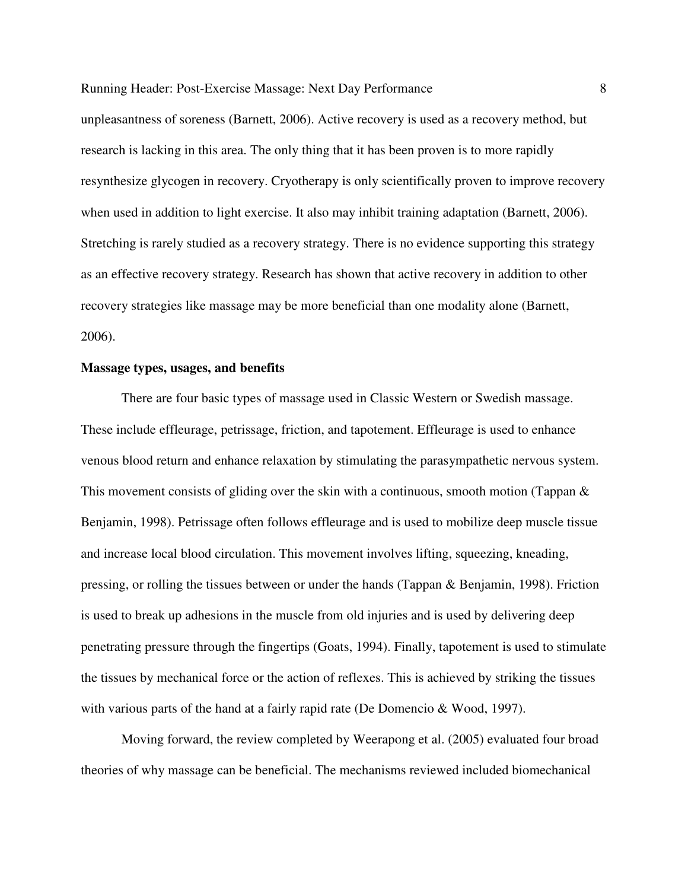unpleasantness of soreness (Barnett, 2006). Active recovery is used as a recovery method, but research is lacking in this area. The only thing that it has been proven is to more rapidly resynthesize glycogen in recovery. Cryotherapy is only scientifically proven to improve recovery when used in addition to light exercise. It also may inhibit training adaptation (Barnett, 2006). Stretching is rarely studied as a recovery strategy. There is no evidence supporting this strategy as an effective recovery strategy. Research has shown that active recovery in addition to other recovery strategies like massage may be more beneficial than one modality alone (Barnett, 2006).

**Massage types, usages, and benefits**

There are four basic types of massage used in Classic Western or Swedish massage. These include effleurage, petrissage, friction, and tapotement. Effleurage is used to enhance venous blood return and enhance relaxation by stimulating the parasympathetic nervous system. This movement consists of gliding over the skin with a continuous, smooth motion (Tappan & Benjamin, 1998). Petrissage often follows effleurage and is used to mobilize deep muscle tissue and increase local blood circulation. This movement involves lifting, squeezing, kneading, pressing, or rolling the tissues between or under the hands (Tappan & Benjamin, 1998). Friction is used to break up adhesions in the muscle from old injuries and is used by delivering deep penetrating pressure through the fingertips (Goats, 1994). Finally, tapotement is used to stimulate the tissues by mechanical force or the action of reflexes. This is achieved by striking the tissues with various parts of the hand at a fairly rapid rate (De Domencio & Wood, 1997).

Moving forward, the review completed by Weerapong et al. (2005) evaluated four broad theories of why massage can be beneficial. The mechanisms reviewed included biomechanical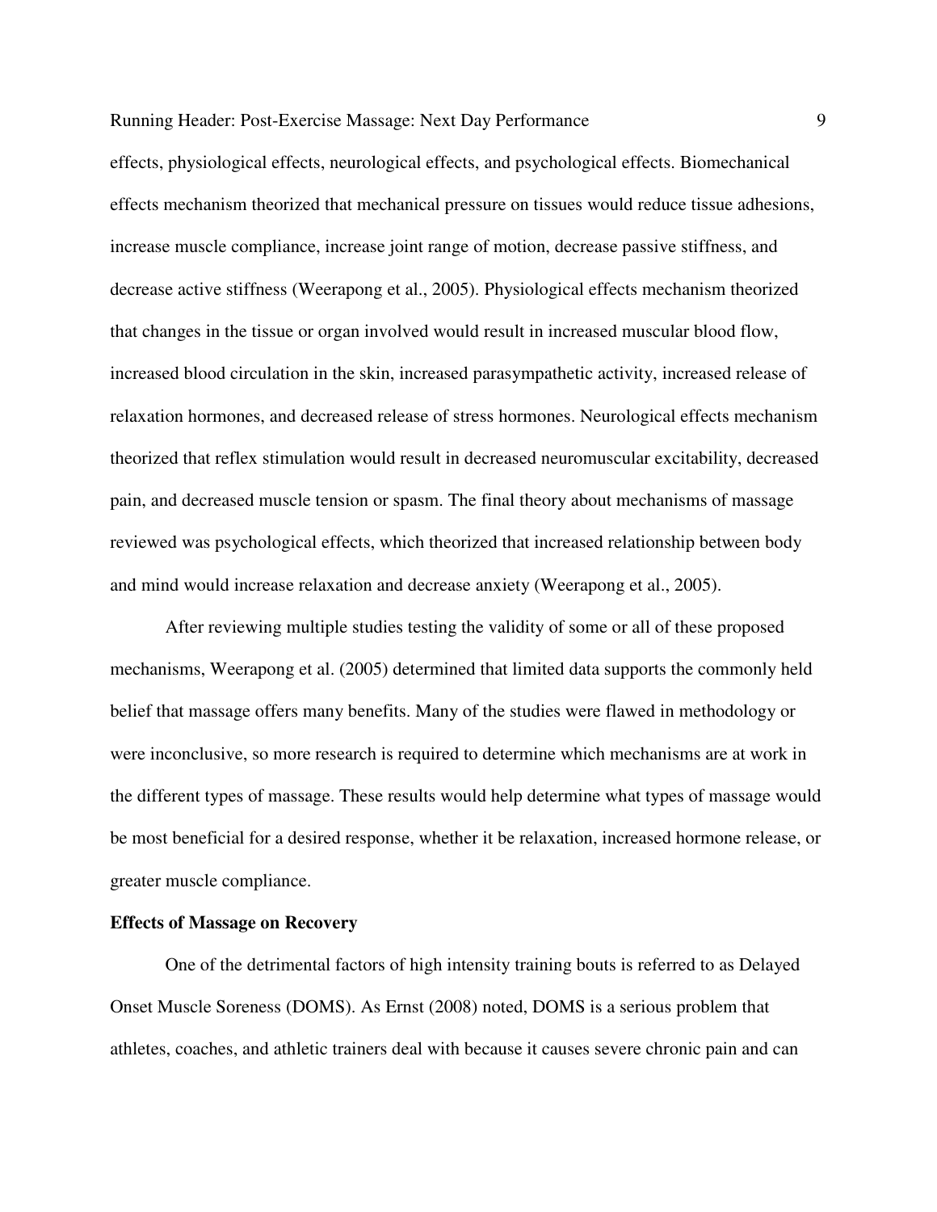effects, physiological effects, neurological effects, and psychological effects. Biomechanical effects mechanism theorized that mechanical pressure on tissues would reduce tissue adhesions, increase muscle compliance, increase joint range of motion, decrease passive stiffness, and decrease active stiffness (Weerapong et al., 2005). Physiological effects mechanism theorized that changes in the tissue or organ involved would result in increased muscular blood flow, increased blood circulation in the skin, increased parasympathetic activity, increased release of relaxation hormones, and decreased release of stress hormones. Neurological effects mechanism theorized that reflex stimulation would result in decreased neuromuscular excitability, decreased pain, and decreased muscle tension or spasm. The final theory about mechanisms of massage reviewed was psychological effects, which theorized that increased relationship between body and mind would increase relaxation and decrease anxiety (Weerapong et al., 2005).

After reviewing multiple studies testing the validity of some or all of these proposed mechanisms, Weerapong et al. (2005) determined that limited data supports the commonly held belief that massage offers many benefits. Many of the studies were flawed in methodology or were inconclusive, so more research is required to determine which mechanisms are at work in the different types of massage. These results would help determine what types of massage would be most beneficial for a desired response, whether it be relaxation, increased hormone release, or greater muscle compliance.

**Effects of Massage on Recovery**

One of the detrimental factors of high intensity training bouts is referred to as Delayed Onset Muscle Soreness (DOMS). As Ernst (2008) noted, DOMS is a serious problem that athletes, coaches, and athletic trainers deal with because it causes severe chronic pain and can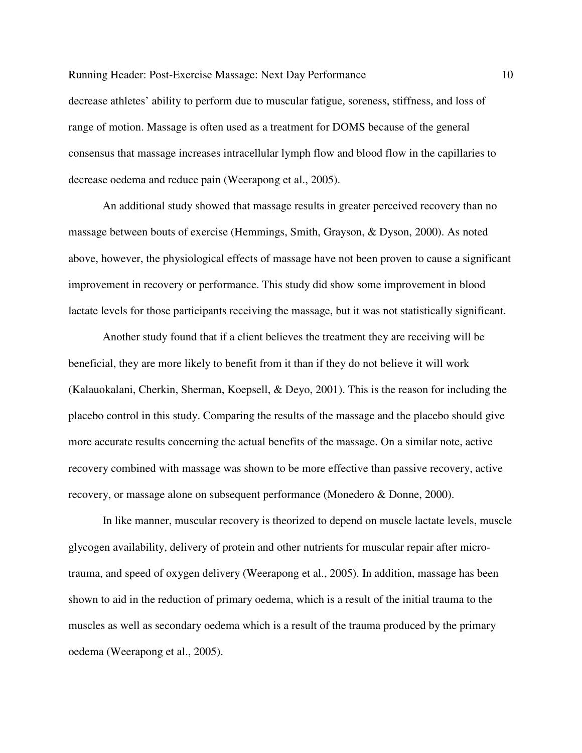decrease athletes' ability to perform due to muscular fatigue, soreness, stiffness, and loss of range of motion. Massage is often used as a treatment for DOMS because of the general consensus that massage increases intracellular lymph flow and blood flow in the capillaries to decrease oedema and reduce pain (Weerapong et al., 2005).

An additional study showed that massage results in greater perceived recovery than no massage between bouts of exercise (Hemmings, Smith, Grayson, & Dyson, 2000). As noted above, however, the physiological effects of massage have not been proven to cause a significant improvement in recovery or performance. This study did show some improvement in blood lactate levels for those participants receiving the massage, but it was not statistically significant.

Another study found that if a client believes the treatment they are receiving will be beneficial, they are more likely to benefit from it than if they do not believe it will work (Kalauokalani, Cherkin, Sherman, Koepsell, & Deyo, 2001). This is the reason for including the placebo control in this study. Comparing the results of the massage and the placebo should give more accurate results concerning the actual benefits of the massage. On a similar note, active recovery combined with massage was shown to be more effective than passive recovery, active recovery, or massage alone on subsequent performance (Monedero & Donne, 2000).

In like manner, muscular recovery is theorized to depend on muscle lactate levels, muscle glycogen availability, delivery of protein and other nutrients for muscular repair after micro-trauma, and speed of oxygen delivery (Weerapong et al., 2005). In addition, massage has been shown to aid in the reduction of primary oedema, which is a result of the initial trauma to the muscles as well as secondary oedema which is a result of the trauma produced by the primary oedema (Weerapong et al., 2005).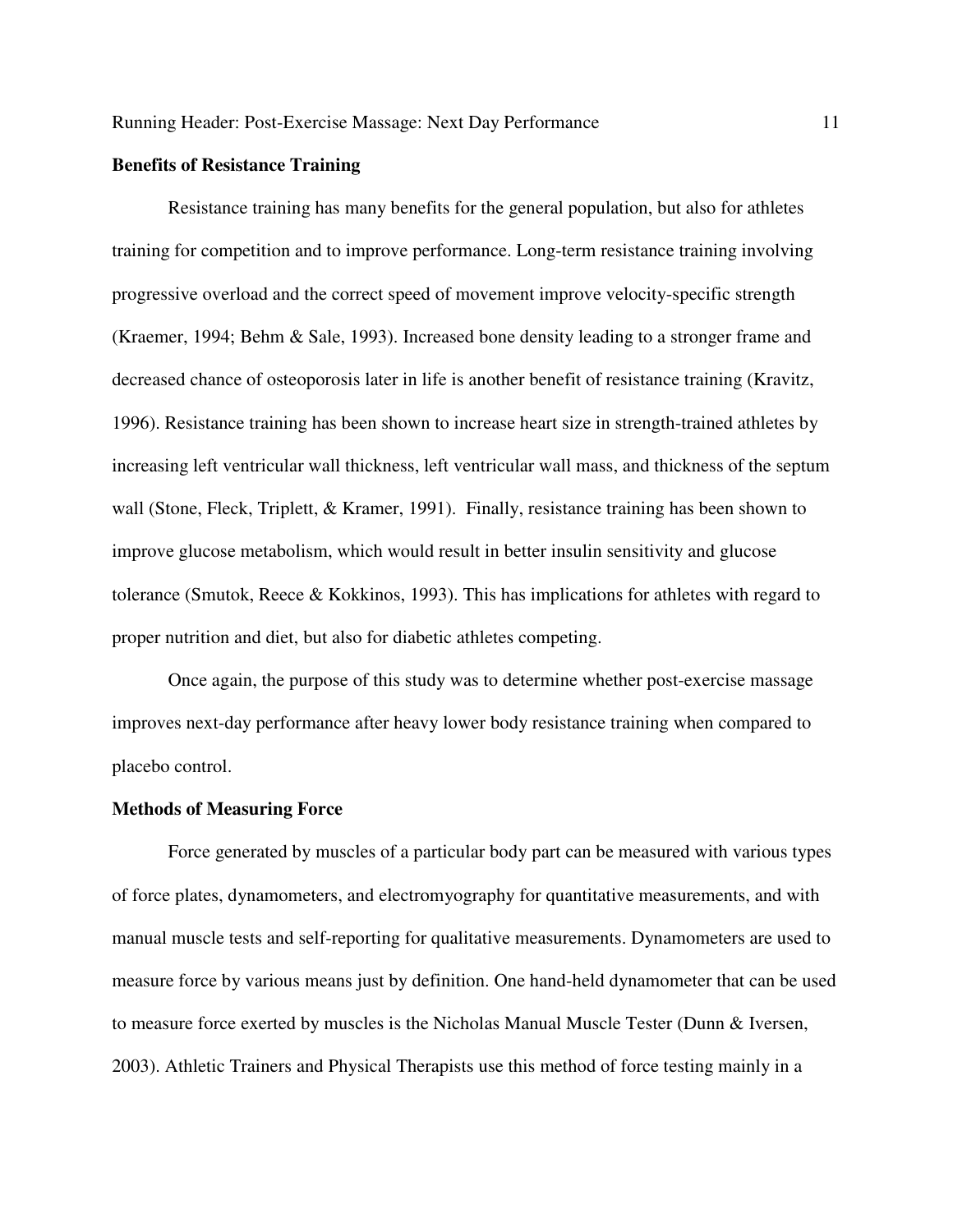**Benefits of Resistance Training**

Resistance training has many benefits for the general population, but also for athletes training for competition and to improve performance. Long-term resistance training involving progressive overload and the correct speed of movement improve velocity-specific strength (Kraemer, 1994; Behm & Sale, 1993). Increased bone density leading to a stronger frame and decreased chance of osteoporosis later in life is another benefit of resistance training (Kravitz, 1996). Resistance training has been shown to increase heart size in strength-trained athletes by increasing left ventricular wall thickness, left ventricular wall mass, and thickness of the septum wall (Stone, Fleck, Triplett, & Kramer, 1991). Finally, resistance training has been shown to improve glucose metabolism, which would result in better insulin sensitivity and glucose tolerance (Smutok, Reece & Kokkinos, 1993). This has implications for athletes with regard to proper nutrition and diet, but also for diabetic athletes competing.

Once again, the purpose of this study was to determine whether post-exercise massage improves next-day performance after heavy lower body resistance training when compared to placebo control.

**Methods of Measuring Force**

Force generated by muscles of a particular body part can be measured with various types of force plates, dynamometers, and electromyography for quantitative measurements, and with manual muscle tests and self-reporting for qualitative measurements. Dynamometers are used to measure force by various means just by definition. One hand-held dynamometer that can be used to measure force exerted by muscles is the Nicholas Manual Muscle Tester (Dunn & Iversen, 2003). Athletic Trainers and Physical Therapists use this method of force testing mainly in a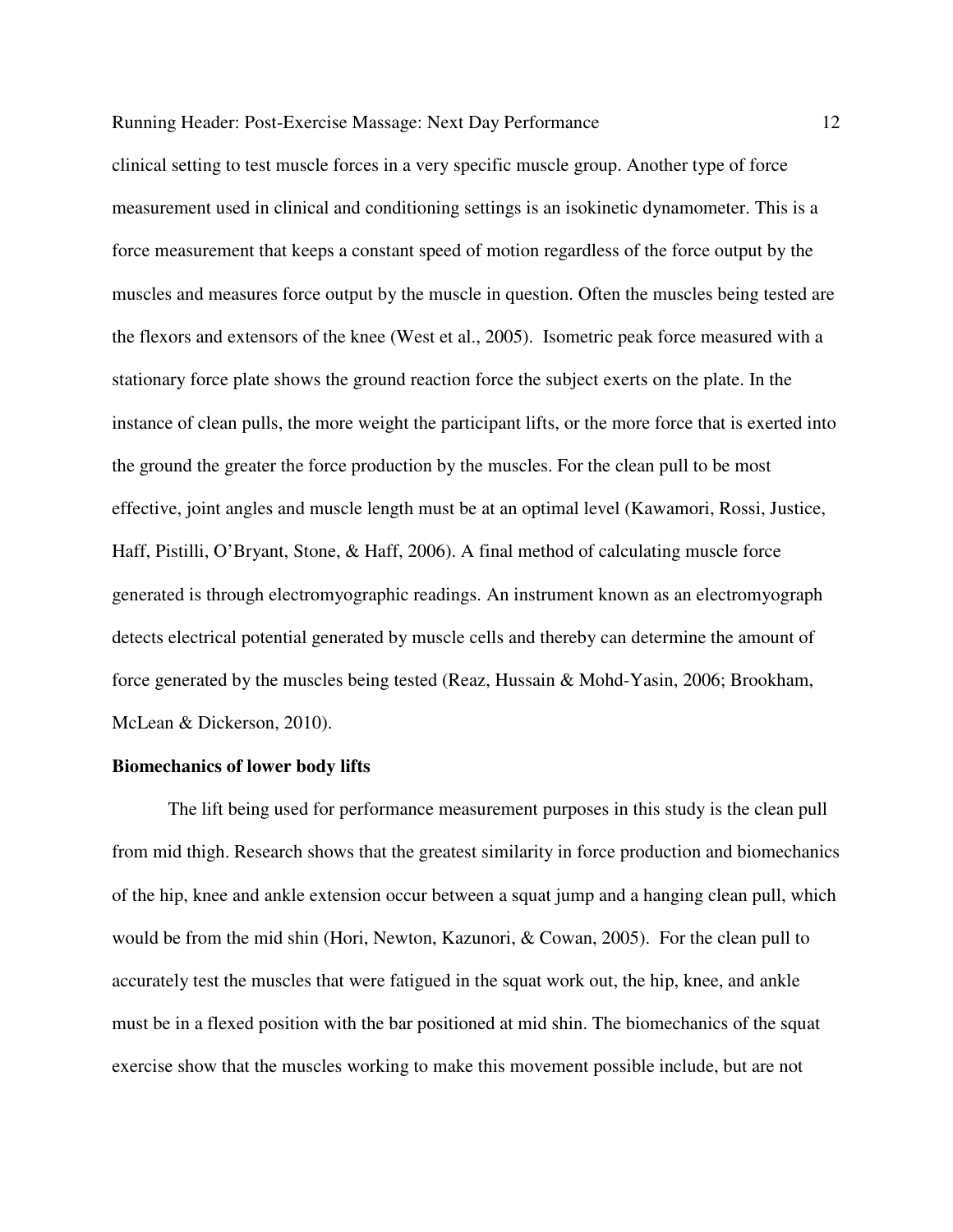clinical setting to test muscle forces in a very specific muscle group. Another type of force measurement used in clinical and conditioning settings is an isokinetic dynamometer. This is a force measurement that keeps a constant speed of motion regardless of the force output by the muscles and measures force output by the muscle in question. Often the muscles being tested are the flexors and extensors of the knee (West et al., 2005). Isometric peak force measured with a stationary force plate shows the ground reaction force the subject exerts on the plate. In the instance of clean pulls, the more weight the participant lifts, or the more force that is exerted into the ground the greater the force production by the muscles. For the clean pull to be most effective, joint angles and muscle length must be at an optimal level (Kawamori, Rossi, Justice, Haff, Pistilli, O'Bryant, Stone, & Haff, 2006). A final method of calculating muscle force generated is through electromyographic readings. An instrument known as an electromyograph detects electrical potential generated by muscle cells and thereby can determine the amount of force generated by the muscles being tested (Reaz, Hussain & Mohd-Yasin, 2006; Brookham, McLean & Dickerson, 2010).

**Biomechanics of lower body lifts**

The lift being used for performance measurement purposes in this study is the clean pull from mid thigh. Research shows that the greatest similarity in force production and biomechanics of the hip, knee and ankle extension occur between a squat jump and a hanging clean pull, which would be from the mid shin (Hori, Newton, Kazunori, & Cowan, 2005). For the clean pull to accurately test the muscles that were fatigued in the squat work out, the hip, knee, and ankle must be in a flexed position with the bar positioned at mid shin. The biomechanics of the squat exercise show that the muscles working to make this movement possible include, but are not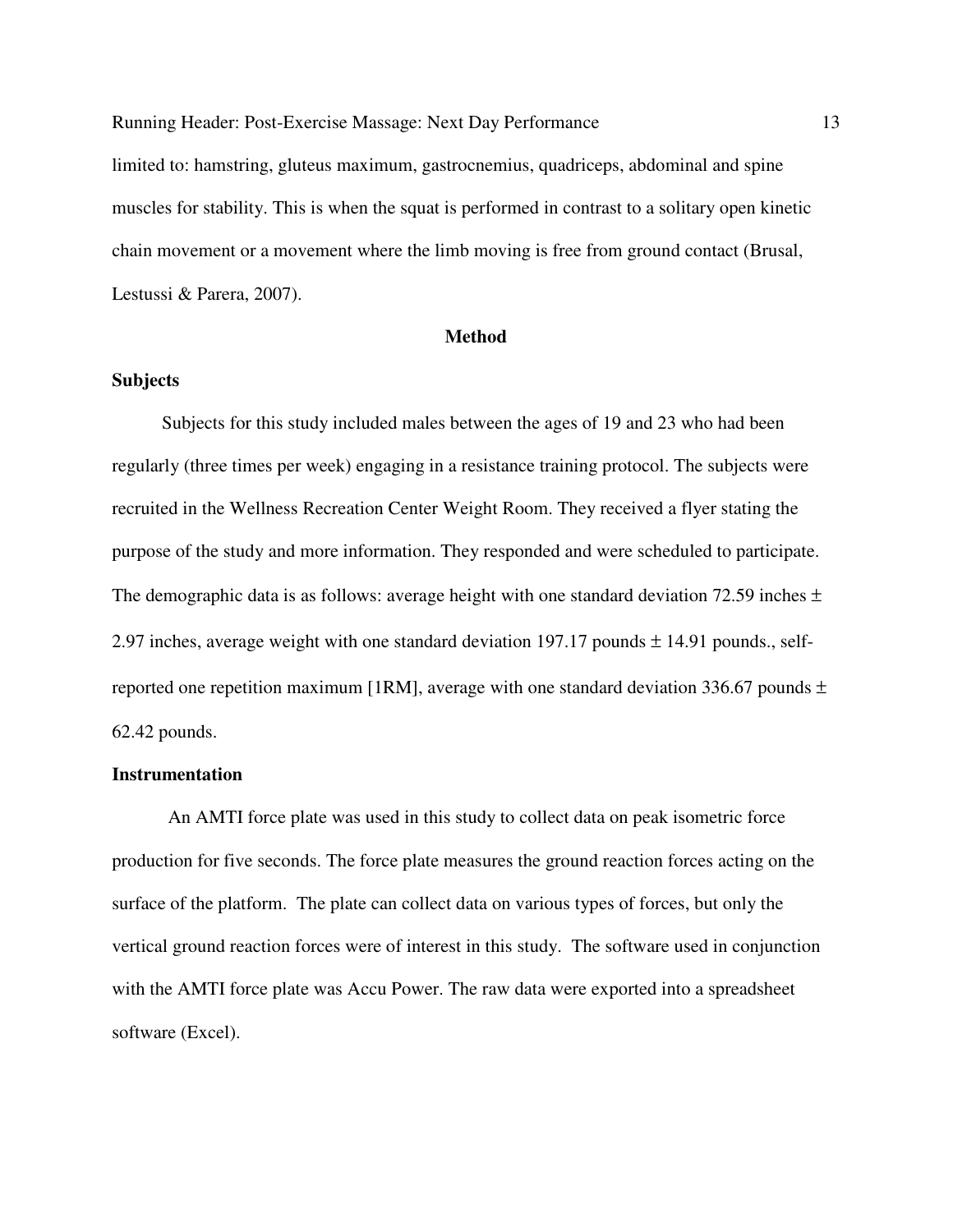limited to: hamstring, gluteus maximum, gastrocnemius, quadriceps, abdominal and spine muscles for stability. This is when the squat is performed in contrast to a solitary open kinetic chain movement or a movement where the limb moving is free from ground contact (Brusal, Lestussi & Parera, 2007).

## Method

### Subjects

Subjects for this study included males between the ages of 19 and 23 who had been regularly (three times per week) engaging in a resistance training protocol. The subjects were recruited in the Wellness Recreation Center Weight Room. They received a flyer stating the purpose of the study and more information. They responded and were scheduled to participate. The demographic data is as follows: average height with one standard deviation 72.59 inches ± 2.97 inches, average weight with one standard deviation 197.17 pounds ± 14.91 pounds., self-reported one repetition maximum [1RM], average with one standard deviation 336.67 pounds ± 62.42 pounds.

### Instrumentation

An AMTI force plate was used in this study to collect data on peak isometric force production for five seconds. The force plate measures the ground reaction forces acting on the surface of the platform. The plate can collect data on various types of forces, but only the vertical ground reaction forces were of interest in this study. The software used in conjunction with the AMTI force plate was Accu Power. The raw data were exported into a spreadsheet software (Excel).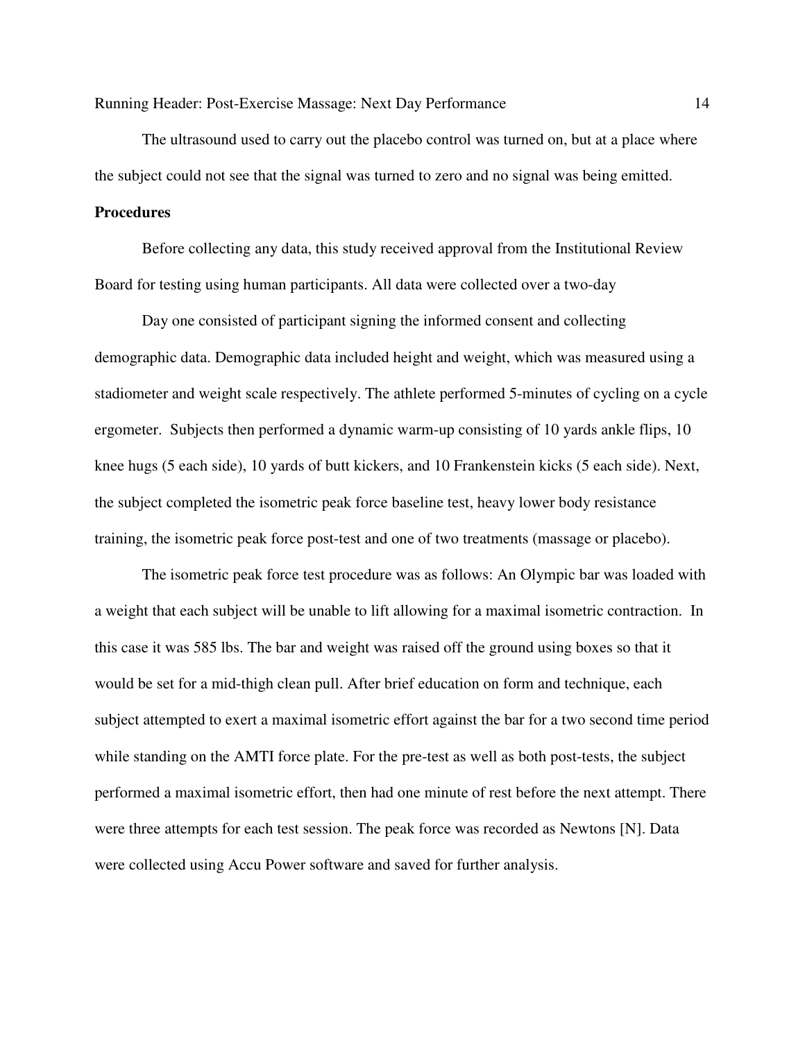The ultrasound used to carry out the placebo control was turned on, but at a place where the subject could not see that the signal was turned to zero and no signal was being emitted.

**Procedures**

Before collecting any data, this study received approval from the Institutional Review Board for testing using human participants. All data were collected over a two-day

Day one consisted of participant signing the informed consent and collecting demographic data. Demographic data included height and weight, which was measured using a stadiometer and weight scale respectively. The athlete performed 5-minutes of cycling on a cycle ergometer. Subjects then performed a dynamic warm-up consisting of 10 yards ankle flips, 10 knee hugs (5 each side), 10 yards of butt kickers, and 10 Frankenstein kicks (5 each side). Next, the subject completed the isometric peak force baseline test, heavy lower body resistance training, the isometric peak force post-test and one of two treatments (massage or placebo).

The isometric peak force test procedure was as follows: An Olympic bar was loaded with a weight that each subject will be unable to lift allowing for a maximal isometric contraction. In this case it was 585 lbs. The bar and weight was raised off the ground using boxes so that it would be set for a mid-thigh clean pull. After brief education on form and technique, each subject attempted to exert a maximal isometric effort against the bar for a two second time period while standing on the AMTI force plate. For the pre-test as well as both post-tests, the subject performed a maximal isometric effort, then had one minute of rest before the next attempt. There were three attempts for each test session. The peak force was recorded as Newtons [N]. Data were collected using Accu Power software and saved for further analysis.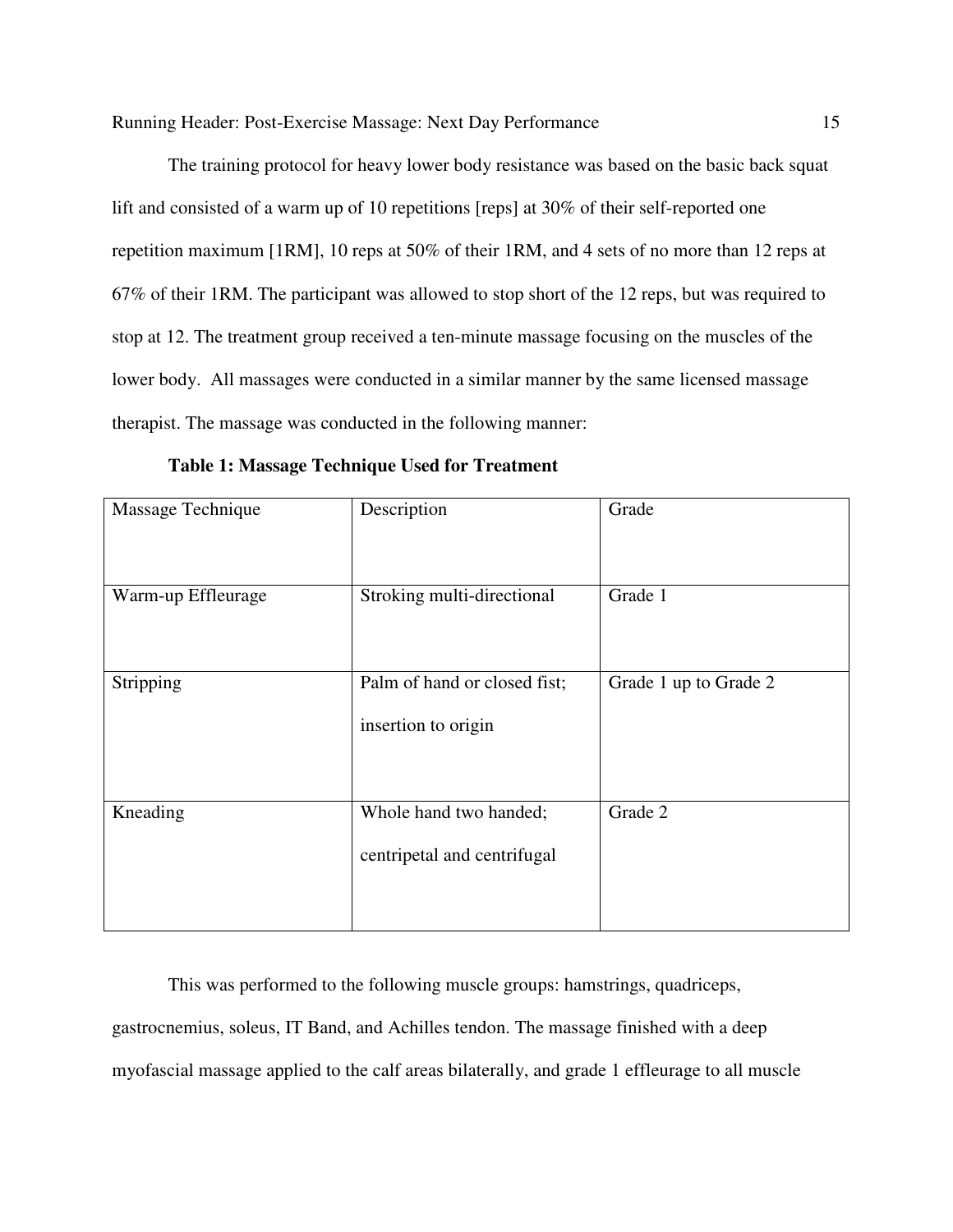The training protocol for heavy lower body resistance was based on the basic back squat lift and consisted of a warm up of 10 repetitions [reps] at 30% of their self-reported one repetition maximum [1RM], 10 reps at 50% of their 1RM, and 4 sets of no more than 12 reps at 67% of their 1RM. The participant was allowed to stop short of the 12 reps, but was required to stop at 12. The treatment group received a ten-minute massage focusing on the muscles of the lower body. All massages were conducted in a similar manner by the same licensed massage therapist. The massage was conducted in the following manner:

**Table 1: Massage Technique Used for Treatment**

| Massage Technique | Description | Grade |
|---|---|---|
| Warm-up Effleurage | Stroking multi-directional | Grade 1 |
| Stripping | Palm of hand or closed fist; insertion to origin | Grade 1 up to Grade 2 |
| Kneading | Whole hand two handed; centripetal and centrifugal | Grade 2 |

This was performed to the following muscle groups: hamstrings, quadriceps, gastrocnemius, soleus, IT Band, and Achilles tendon. The massage finished with a deep myofascial massage applied to the calf areas bilaterally, and grade 1 effleurage to all muscle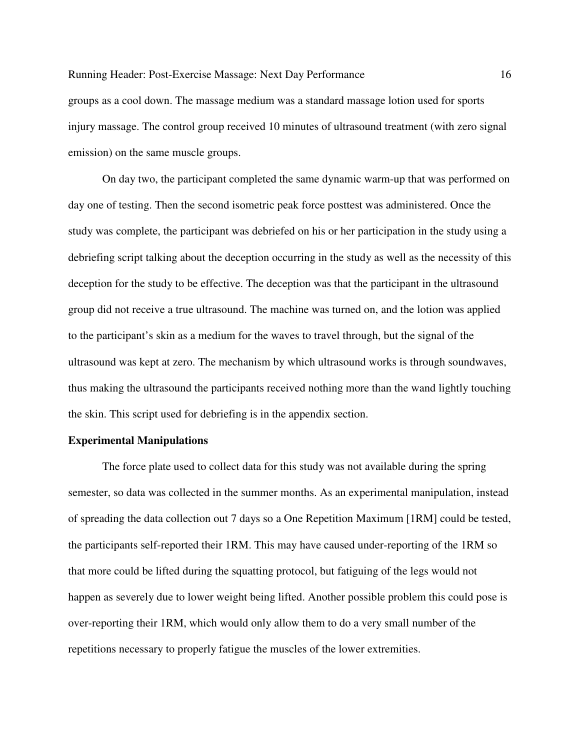groups as a cool down. The massage medium was a standard massage lotion used for sports injury massage. The control group received 10 minutes of ultrasound treatment (with zero signal emission) on the same muscle groups.

On day two, the participant completed the same dynamic warm-up that was performed on day one of testing. Then the second isometric peak force posttest was administered. Once the study was complete, the participant was debriefed on his or her participation in the study using a debriefing script talking about the deception occurring in the study as well as the necessity of this deception for the study to be effective. The deception was that the participant in the ultrasound group did not receive a true ultrasound. The machine was turned on, and the lotion was applied to the participant's skin as a medium for the waves to travel through, but the signal of the ultrasound was kept at zero. The mechanism by which ultrasound works is through soundwaves, thus making the ultrasound the participants received nothing more than the wand lightly touching the skin. This script used for debriefing is in the appendix section.

**Experimental Manipulations**

The force plate used to collect data for this study was not available during the spring semester, so data was collected in the summer months. As an experimental manipulation, instead of spreading the data collection out 7 days so a One Repetition Maximum [1RM] could be tested, the participants self-reported their 1RM. This may have caused under-reporting of the 1RM so that more could be lifted during the squatting protocol, but fatiguing of the legs would not happen as severely due to lower weight being lifted. Another possible problem this could pose is over-reporting their 1RM, which would only allow them to do a very small number of the repetitions necessary to properly fatigue the muscles of the lower extremities.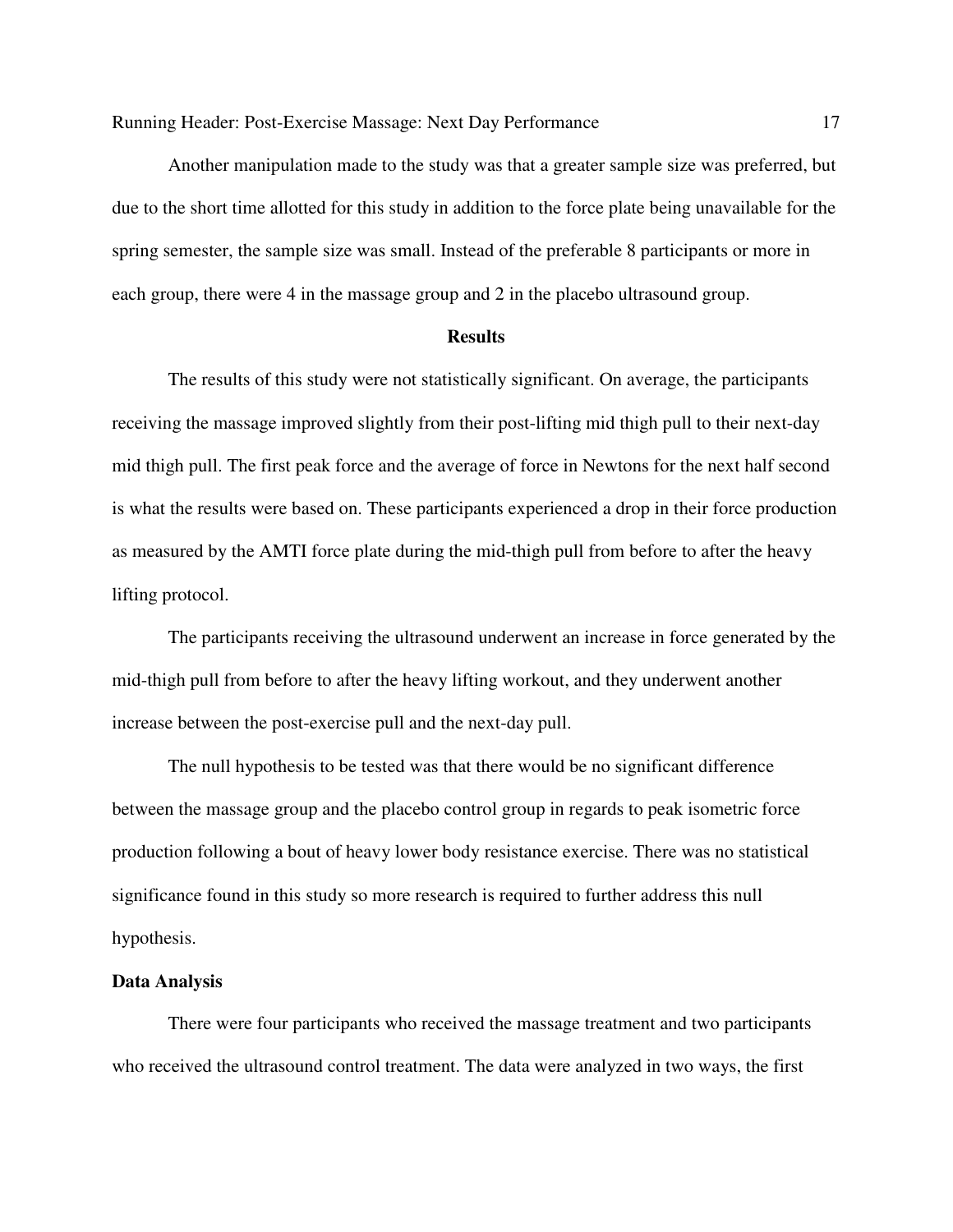Another manipulation made to the study was that a greater sample size was preferred, but due to the short time allotted for this study in addition to the force plate being unavailable for the spring semester, the sample size was small. Instead of the preferable 8 participants or more in each group, there were 4 in the massage group and 2 in the placebo ultrasound group.

## Results

The results of this study were not statistically significant. On average, the participants receiving the massage improved slightly from their post-lifting mid thigh pull to their next-day mid thigh pull. The first peak force and the average of force in Newtons for the next half second is what the results were based on. These participants experienced a drop in their force production as measured by the AMTI force plate during the mid-thigh pull from before to after the heavy lifting protocol.

The participants receiving the ultrasound underwent an increase in force generated by the mid-thigh pull from before to after the heavy lifting workout, and they underwent another increase between the post-exercise pull and the next-day pull.

The null hypothesis to be tested was that there would be no significant difference between the massage group and the placebo control group in regards to peak isometric force production following a bout of heavy lower body resistance exercise. There was no statistical significance found in this study so more research is required to further address this null hypothesis.

### Data Analysis

There were four participants who received the massage treatment and two participants who received the ultrasound control treatment. The data were analyzed in two ways, the first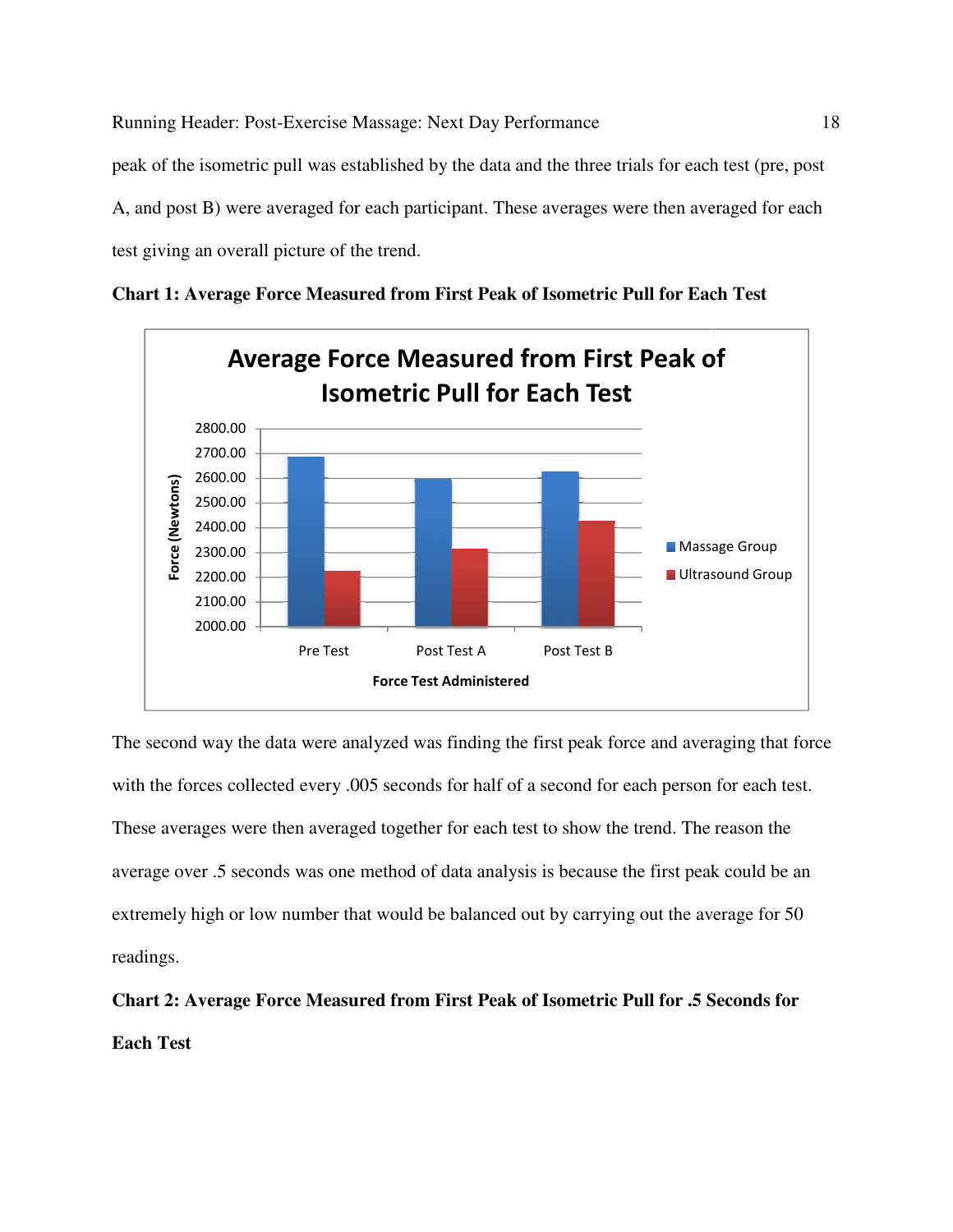peak of the isometric pull was established by the data and the three trials for each test (pre, post A, and post B) were averaged for each participant. These averages were then averaged for each test giving an overall picture of the trend.

**Chart 1: Average Force Measured from First Peak of Isometric Pull for Each Test**

The second way the data were analyzed was finding the first peak force and averaging that force with the forces collected every .005 seconds for half of a second for each person for each test. These averages were then averaged together for each test to show the trend. The reason the average over .5 seconds was one method of data analysis is because the first peak could be an extremely high or low number that would be balanced out by carrying out the average for 50 readings.

**Chart 2: Average Force Measured from First Peak of Isometric Pull for .5 Seconds for Each Test**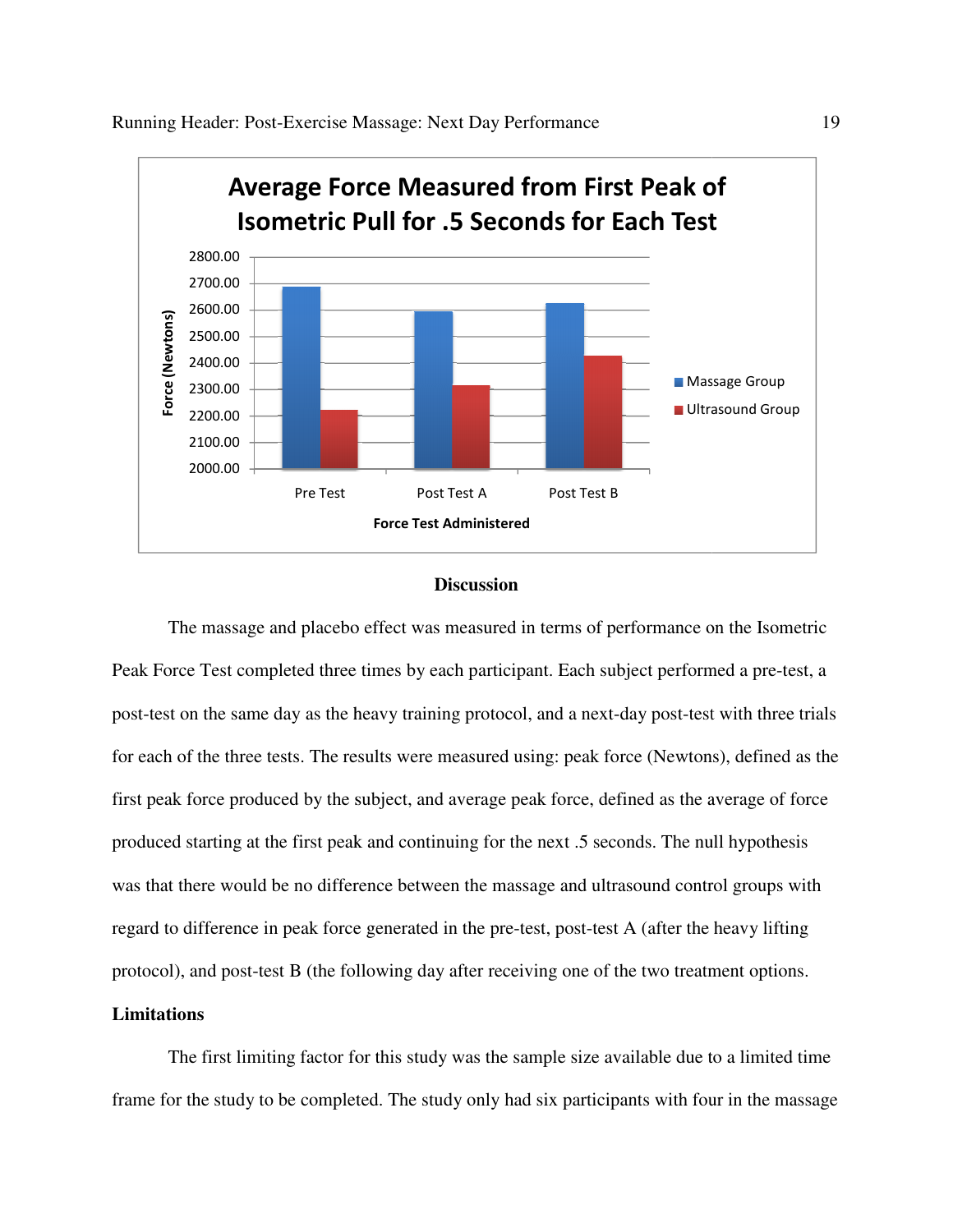## Discussion

The massage and placebo effect was measured in terms of performance on the Isometric Peak Force Test completed three times by each participant. Each subject performed a pre-test, a post-test on the same day as the heavy training protocol, and a next-day post-test with three trials for each of the three tests. The results were measured using: peak force (Newtons), defined as the first peak force produced by the subject, and average peak force, defined as the average of force produced starting at the first peak and continuing for the next .5 seconds. The null hypothesis was that there would be no difference between the massage and ultrasound control groups with regard to difference in peak force generated in the pre-test, post-test A (after the heavy lifting protocol), and post-test B (the following day after receiving one of the two treatment options.

### Limitations

The first limiting factor for this study was the sample size available due to a limited time frame for the study to be completed. The study only had six participants with four in the massage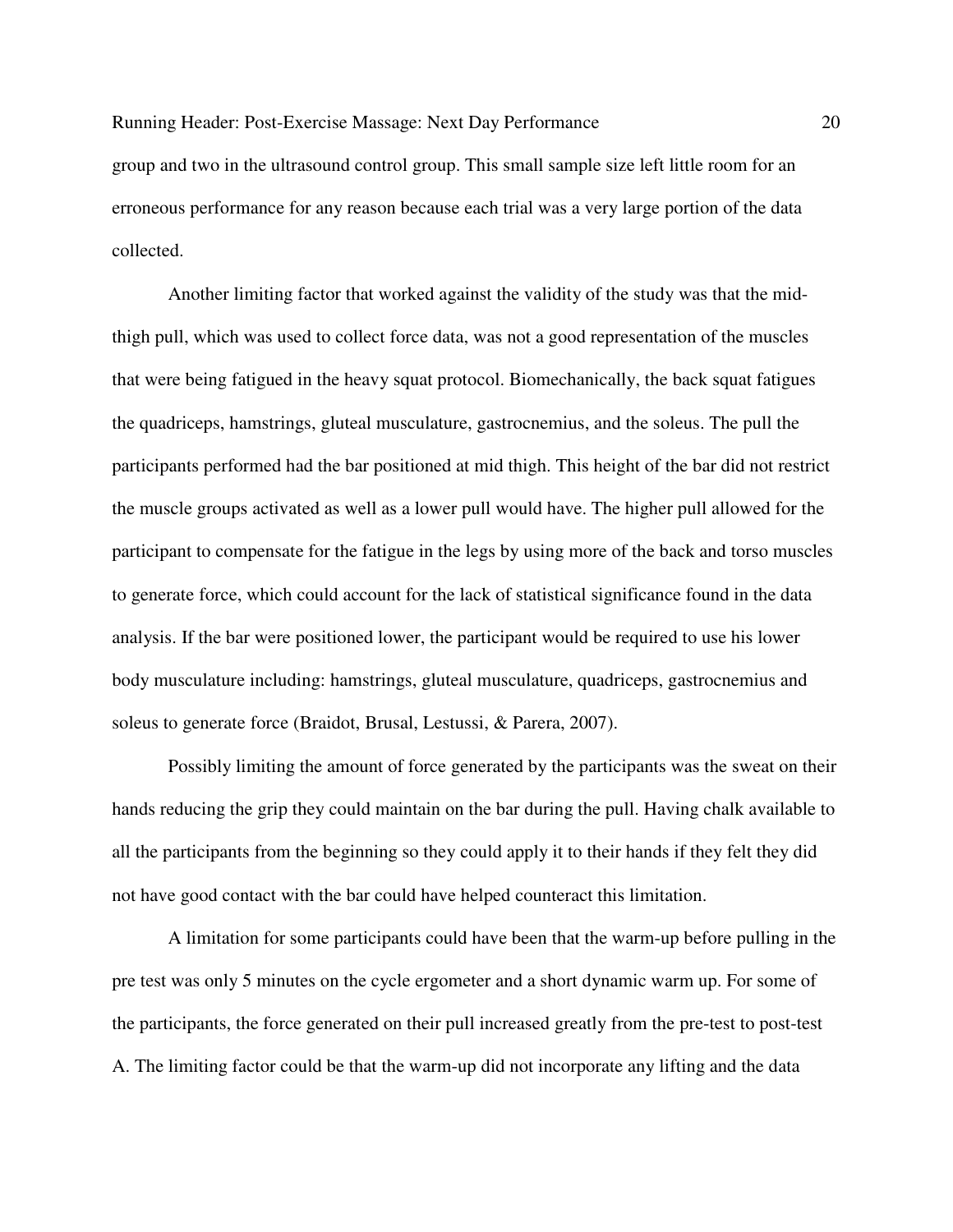group and two in the ultrasound control group. This small sample size left little room for an erroneous performance for any reason because each trial was a very large portion of the data collected.

Another limiting factor that worked against the validity of the study was that the mid-thigh pull, which was used to collect force data, was not a good representation of the muscles that were being fatigued in the heavy squat protocol. Biomechanically, the back squat fatigues the quadriceps, hamstrings, gluteal musculature, gastrocnemius, and the soleus. The pull the participants performed had the bar positioned at mid thigh. This height of the bar did not restrict the muscle groups activated as well as a lower pull would have. The higher pull allowed for the participant to compensate for the fatigue in the legs by using more of the back and torso muscles to generate force, which could account for the lack of statistical significance found in the data analysis. If the bar were positioned lower, the participant would be required to use his lower body musculature including: hamstrings, gluteal musculature, quadriceps, gastrocnemius and soleus to generate force (Braidot, Brusal, Lestussi, & Parera, 2007).

Possibly limiting the amount of force generated by the participants was the sweat on their hands reducing the grip they could maintain on the bar during the pull. Having chalk available to all the participants from the beginning so they could apply it to their hands if they felt they did not have good contact with the bar could have helped counteract this limitation.

A limitation for some participants could have been that the warm-up before pulling in the pre test was only 5 minutes on the cycle ergometer and a short dynamic warm up. For some of the participants, the force generated on their pull increased greatly from the pre-test to post-test A. The limiting factor could be that the warm-up did not incorporate any lifting and the data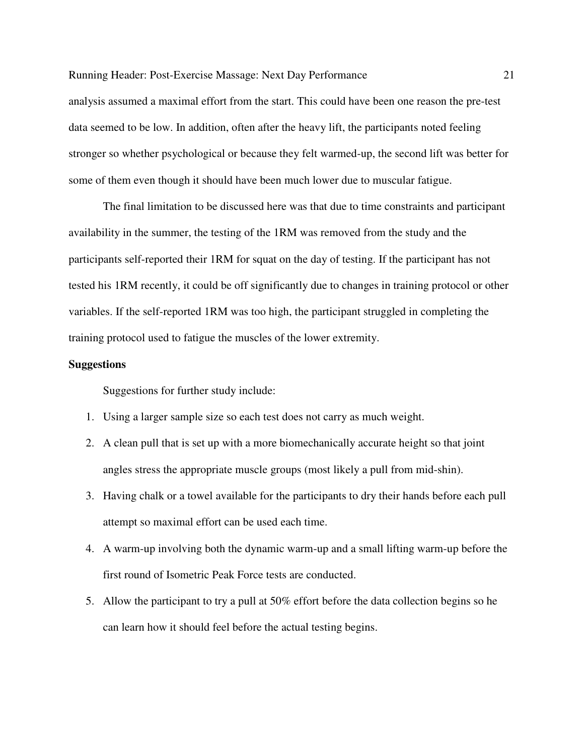analysis assumed a maximal effort from the start. This could have been one reason the pre-test data seemed to be low. In addition, often after the heavy lift, the participants noted feeling stronger so whether psychological or because they felt warmed-up, the second lift was better for some of them even though it should have been much lower due to muscular fatigue.

The final limitation to be discussed here was that due to time constraints and participant availability in the summer, the testing of the 1RM was removed from the study and the participants self-reported their 1RM for squat on the day of testing. If the participant has not tested his 1RM recently, it could be off significantly due to changes in training protocol or other variables. If the self-reported 1RM was too high, the participant struggled in completing the training protocol used to fatigue the muscles of the lower extremity.

**Suggestions**

Suggestions for further study include:

1. Using a larger sample size so each test does not carry as much weight.
2. A clean pull that is set up with a more biomechanically accurate height so that joint angles stress the appropriate muscle groups (most likely a pull from mid-shin).
3. Having chalk or a towel available for the participants to dry their hands before each pull attempt so maximal effort can be used each time.
4. A warm-up involving both the dynamic warm-up and a small lifting warm-up before the first round of Isometric Peak Force tests are conducted.
5. Allow the participant to try a pull at 50% effort before the data collection begins so he can learn how it should feel before the actual testing begins.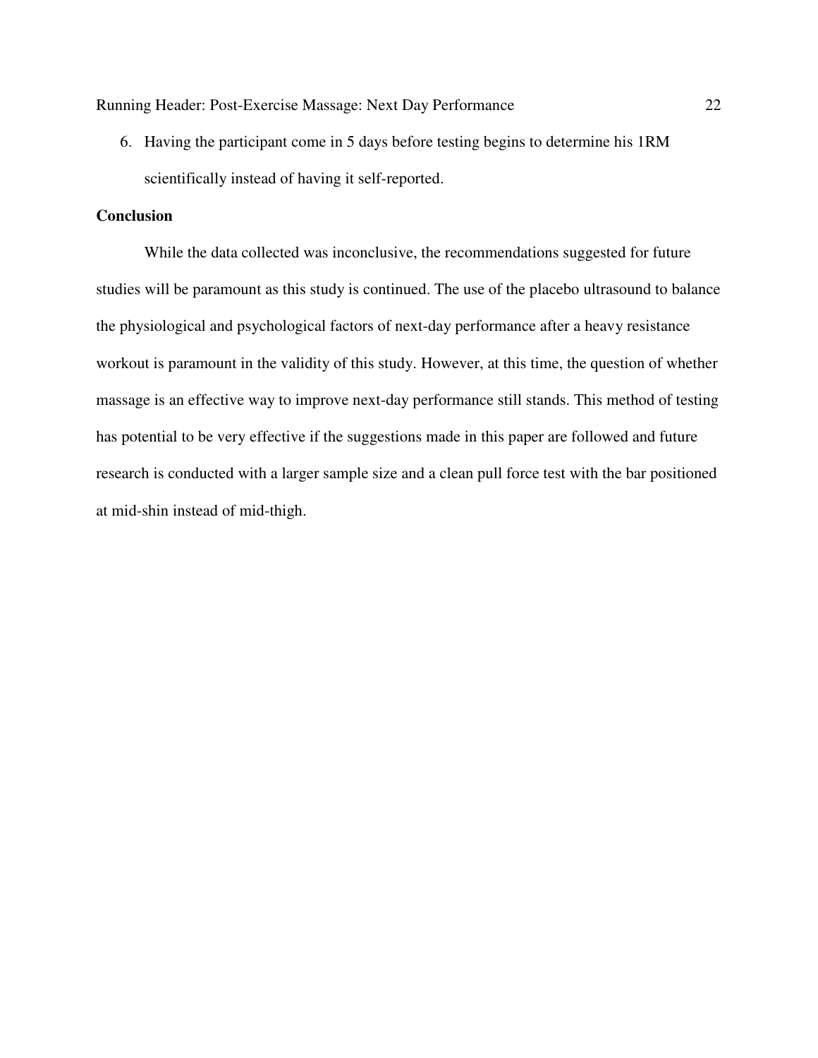6. Having the participant come in 5 days before testing begins to determine his 1RM scientifically instead of having it self-reported.

**Conclusion**

While the data collected was inconclusive, the recommendations suggested for future studies will be paramount as this study is continued. The use of the placebo ultrasound to balance the physiological and psychological factors of next-day performance after a heavy resistance workout is paramount in the validity of this study. However, at this time, the question of whether massage is an effective way to improve next-day performance still stands. This method of testing has potential to be very effective if the suggestions made in this paper are followed and future research is conducted with a larger sample size and a clean pull force test with the bar positioned at mid-shin instead of mid-thigh.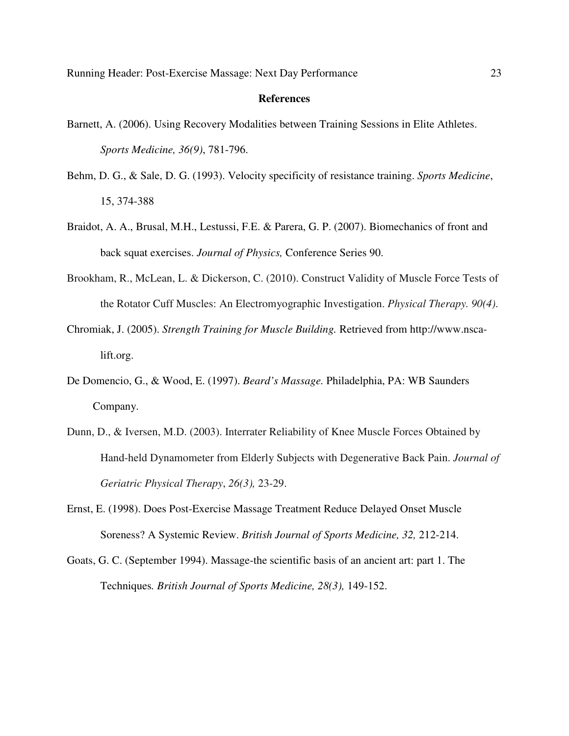## References

Barnett, A. (2006). Using Recovery Modalities between Training Sessions in Elite Athletes. *Sports Medicine, 36(9)*, 781-796.

Behm, D. G., & Sale, D. G. (1993). Velocity specificity of resistance training. *Sports Medicine*, 15, 374-388

Braidot, A. A., Brusal, M.H., Lestussi, F.E. & Parera, G. P. (2007). Biomechanics of front and back squat exercises. *Journal of Physics,* Conference Series 90.

Brookham, R., McLean, L. & Dickerson, C. (2010). Construct Validity of Muscle Force Tests of the Rotator Cuff Muscles: An Electromyographic Investigation. *Physical Therapy. 90(4).*

Chromiak, J. (2005). *Strength Training for Muscle Building.* Retrieved from http://www.nsca-lift.org.

De Domencio, G., & Wood, E. (1997). *Beard's Massage.* Philadelphia, PA: WB Saunders Company.

Dunn, D., & Iversen, M.D. (2003). Interrater Reliability of Knee Muscle Forces Obtained by Hand-held Dynamometer from Elderly Subjects with Degenerative Back Pain. *Journal of Geriatric Physical Therapy*, *26(3),* 23-29.

Ernst, E. (1998). Does Post-Exercise Massage Treatment Reduce Delayed Onset Muscle Soreness? A Systemic Review. *British Journal of Sports Medicine, 32,* 212-214.

Goats, G. C. (September 1994). Massage-the scientific basis of an ancient art: part 1. The Techniques*. British Journal of Sports Medicine, 28(3),* 149-152.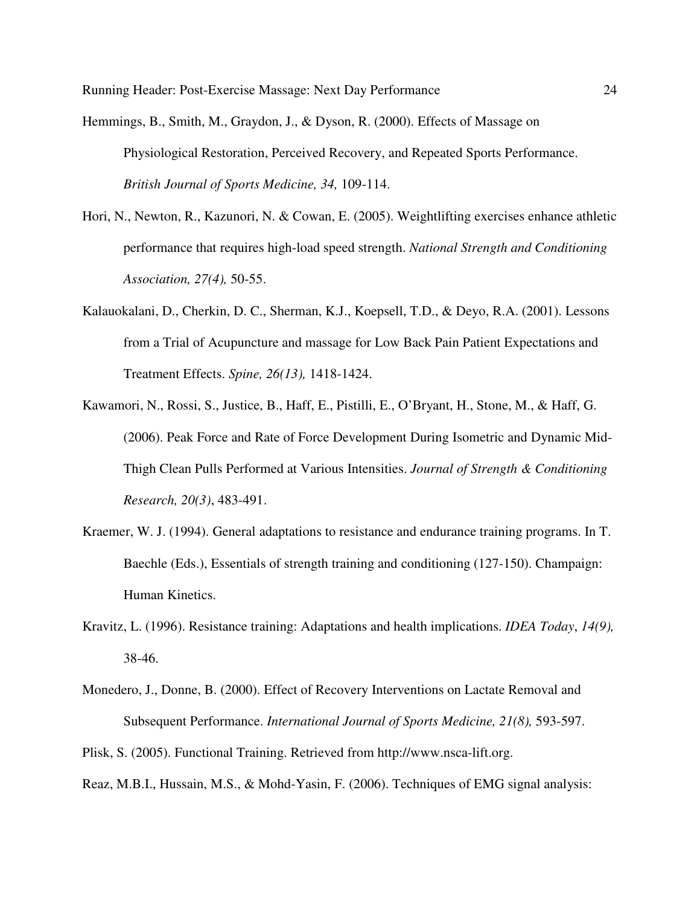Hemmings, B., Smith, M., Graydon, J., & Dyson, R. (2000). Effects of Massage on Physiological Restoration, Perceived Recovery, and Repeated Sports Performance. *British Journal of Sports Medicine, 34,* 109-114.

Hori, N., Newton, R., Kazunori, N. & Cowan, E. (2005). Weightlifting exercises enhance athletic performance that requires high-load speed strength. *National Strength and Conditioning Association, 27(4),* 50-55.

Kalauokalani, D., Cherkin, D. C., Sherman, K.J., Koepsell, T.D., & Deyo, R.A. (2001). Lessons from a Trial of Acupuncture and massage for Low Back Pain Patient Expectations and Treatment Effects. *Spine, 26(13),* 1418-1424.

Kawamori, N., Rossi, S., Justice, B., Haff, E., Pistilli, E., O'Bryant, H., Stone, M., & Haff, G. (2006). Peak Force and Rate of Force Development During Isometric and Dynamic Mid-Thigh Clean Pulls Performed at Various Intensities. *Journal of Strength & Conditioning Research, 20(3)*, 483-491.

Kraemer, W. J. (1994). General adaptations to resistance and endurance training programs. In T. Baechle (Eds.), Essentials of strength training and conditioning (127-150). Champaign: Human Kinetics.

Kravitz, L. (1996). Resistance training: Adaptations and health implications. *IDEA Today*, *14(9),* 38-46.

Monedero, J., Donne, B. (2000). Effect of Recovery Interventions on Lactate Removal and Subsequent Performance. *International Journal of Sports Medicine, 21(8),* 593-597.

Plisk, S. (2005). Functional Training. Retrieved from http://www.nsca-lift.org.

Reaz, M.B.I., Hussain, M.S., & Mohd-Yasin, F. (2006). Techniques of EMG signal analysis: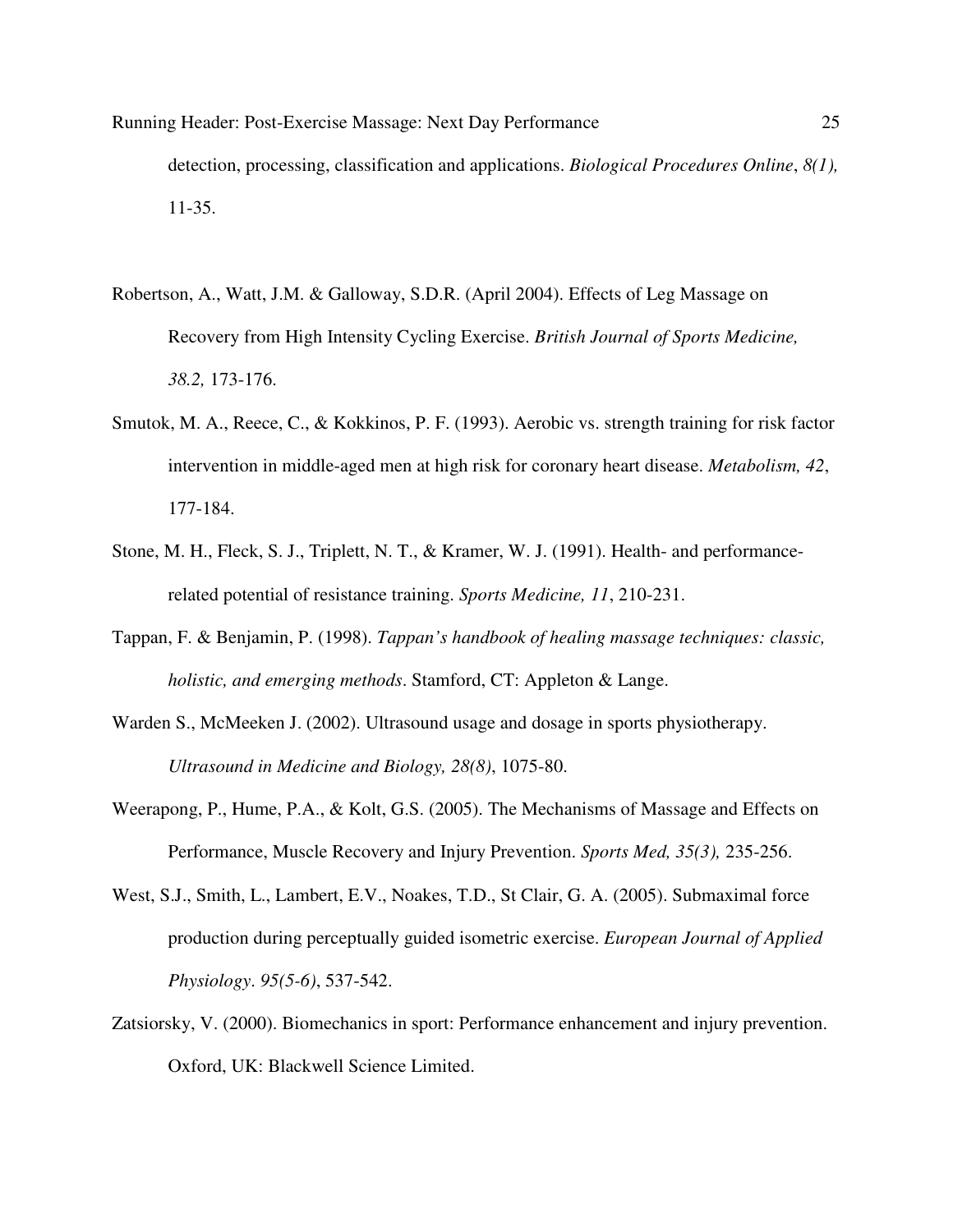detection, processing, classification and applications. *Biological Procedures Online*, *8(1),* 11-35.

Robertson, A., Watt, J.M. & Galloway, S.D.R. (April 2004). Effects of Leg Massage on Recovery from High Intensity Cycling Exercise. *British Journal of Sports Medicine, 38.2,* 173-176.

Smutok, M. A., Reece, C., & Kokkinos, P. F. (1993). Aerobic vs. strength training for risk factor intervention in middle-aged men at high risk for coronary heart disease. *Metabolism, 42*, 177-184.

Stone, M. H., Fleck, S. J., Triplett, N. T., & Kramer, W. J. (1991). Health- and performance-related potential of resistance training. *Sports Medicine, 11*, 210-231.

Tappan, F. & Benjamin, P. (1998). *Tappan's handbook of healing massage techniques: classic, holistic, and emerging methods*. Stamford, CT: Appleton & Lange.

Warden S., McMeeken J. (2002). Ultrasound usage and dosage in sports physiotherapy. *Ultrasound in Medicine and Biology, 28(8)*, 1075-80.

Weerapong, P., Hume, P.A., & Kolt, G.S. (2005). The Mechanisms of Massage and Effects on Performance, Muscle Recovery and Injury Prevention. *Sports Med, 35(3),* 235-256.

West, S.J., Smith, L., Lambert, E.V., Noakes, T.D., St Clair, G. A. (2005). Submaximal force production during perceptually guided isometric exercise. *European Journal of Applied Physiology*. *95(5-6)*, 537-542.

Zatsiorsky, V. (2000). Biomechanics in sport: Performance enhancement and injury prevention. Oxford, UK: Blackwell Science Limited.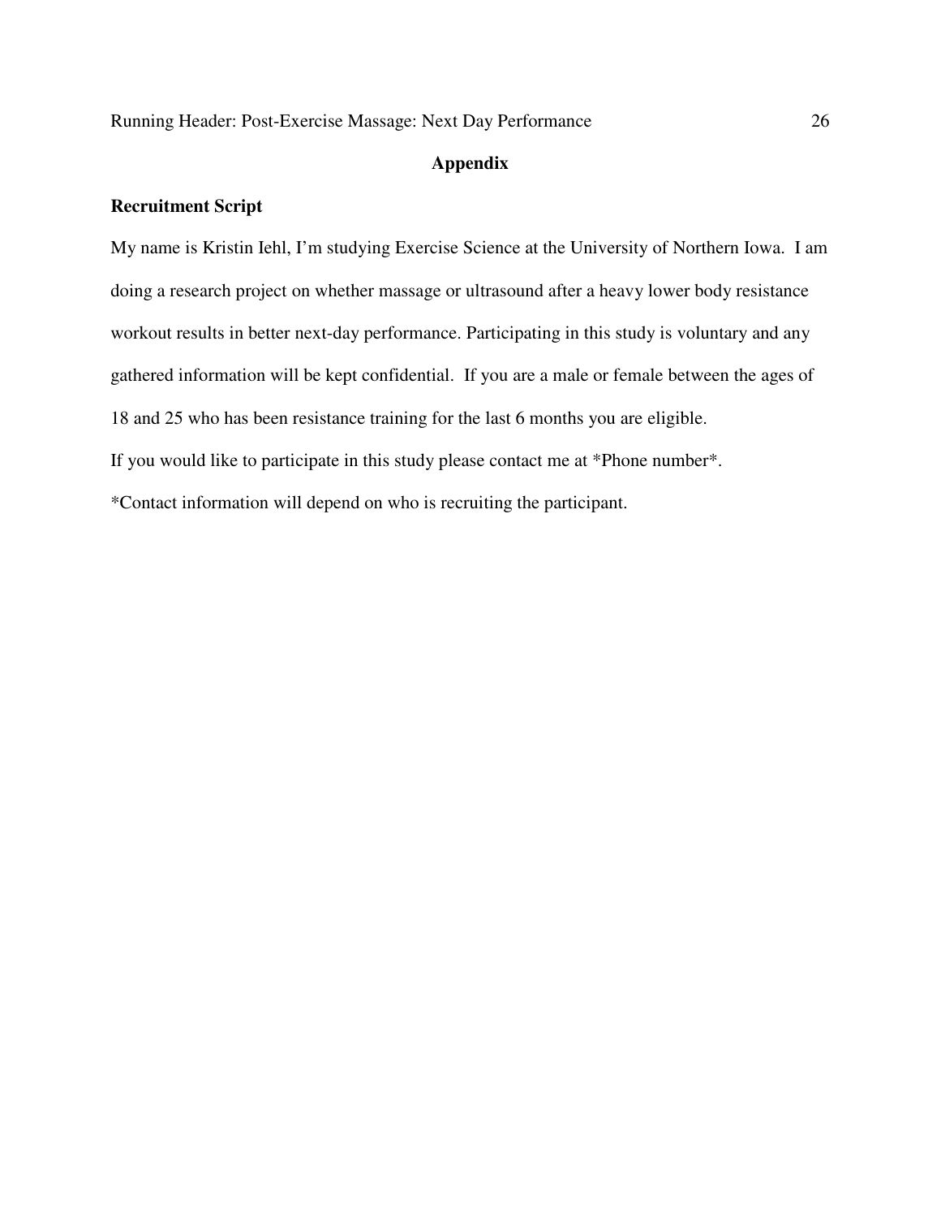# Appendix

## Recruitment Script

My name is Kristin Iehl, I'm studying Exercise Science at the University of Northern Iowa. I am doing a research project on whether massage or ultrasound after a heavy lower body resistance workout results in better next-day performance. Participating in this study is voluntary and any gathered information will be kept confidential. If you are a male or female between the ages of 18 and 25 who has been resistance training for the last 6 months you are eligible.

If you would like to participate in this study please contact me at *Phone number*.

*Contact information will depend on who is recruiting the participant.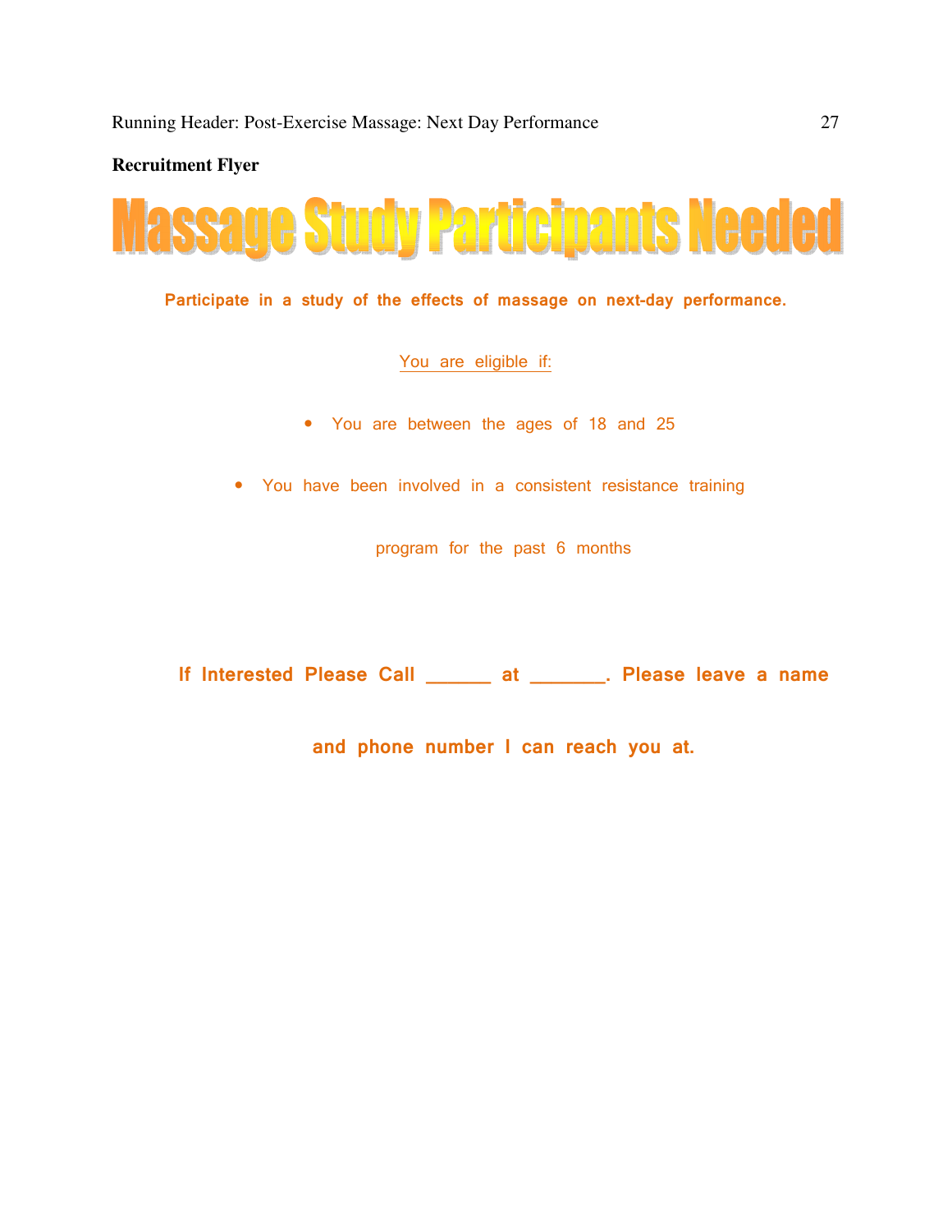**Recruitment Flyer**

# Massage Study Participants Needed

**Participate in a study of the effects of massage on next-day performance.**

You are eligible if:

- You are between the ages of 18 and 25
- You have been involved in a consistent resistance training program for the past 6 months

**If Interested Please Call ______ at _______. Please leave a name and phone number I can reach you at.**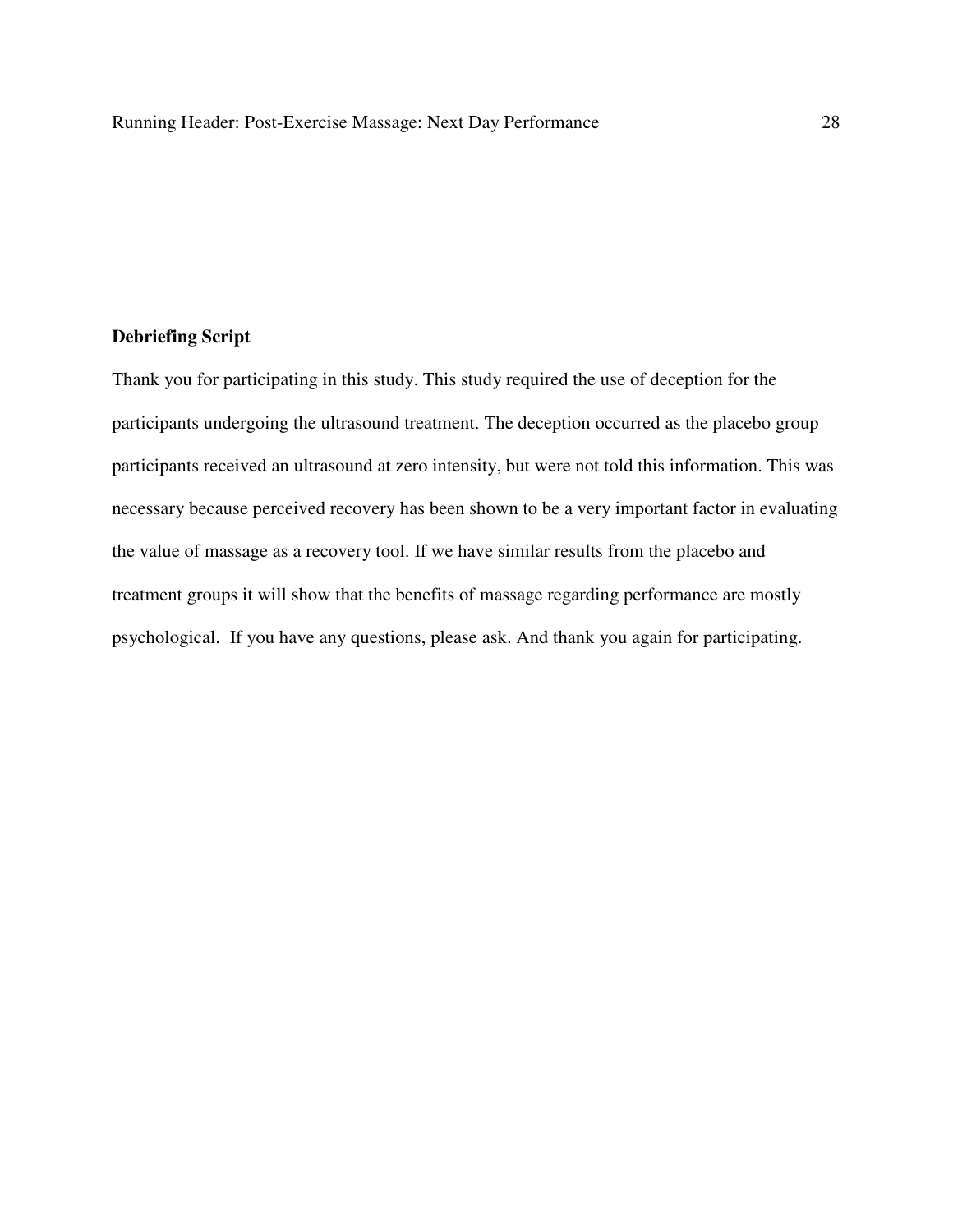**Debriefing Script**

Thank you for participating in this study. This study required the use of deception for the participants undergoing the ultrasound treatment. The deception occurred as the placebo group participants received an ultrasound at zero intensity, but were not told this information. This was necessary because perceived recovery has been shown to be a very important factor in evaluating the value of massage as a recovery tool. If we have similar results from the placebo and treatment groups it will show that the benefits of massage regarding performance are mostly psychological. If you have any questions, please ask. And thank you again for participating.